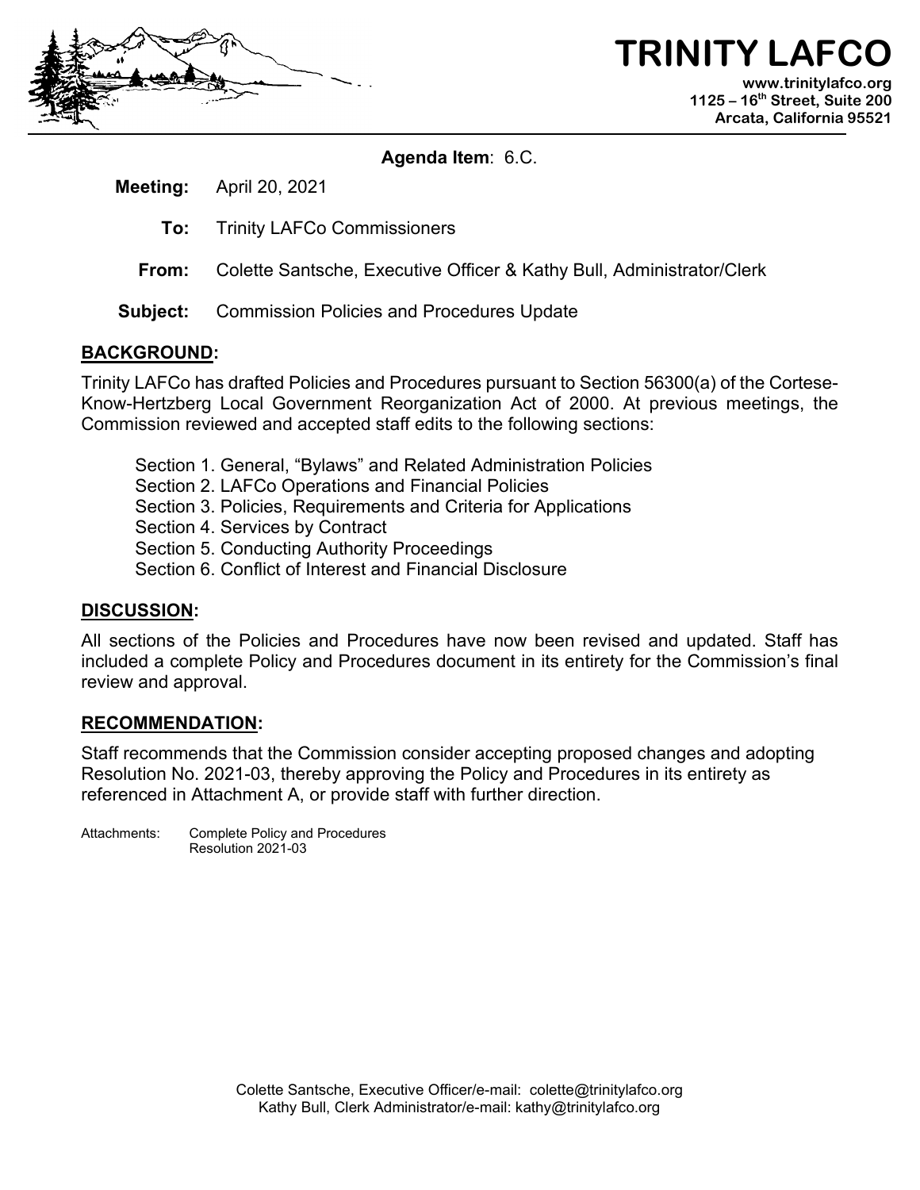# TRINITY LAFCO

www.trinitylafco.org
1125 – 16th Street, Suite 200
Arcata, California 95521

**Agenda Item**: 6.C.

**Meeting:** April 20, 2021

**To:** Trinity LAFCo Commissioners

**From:** Colette Santsche, Executive Officer & Kathy Bull, Administrator/Clerk

**Subject:** Commission Policies and Procedures Update

## BACKGROUND:

Trinity LAFCo has drafted Policies and Procedures pursuant to Section 56300(a) of the Cortese-Know-Hertzberg Local Government Reorganization Act of 2000. At previous meetings, the Commission reviewed and accepted staff edits to the following sections:

Section 1. General, "Bylaws" and Related Administration Policies
Section 2. LAFCo Operations and Financial Policies
Section 3. Policies, Requirements and Criteria for Applications
Section 4. Services by Contract
Section 5. Conducting Authority Proceedings
Section 6. Conflict of Interest and Financial Disclosure

## DISCUSSION:

All sections of the Policies and Procedures have now been revised and updated. Staff has included a complete Policy and Procedures document in its entirety for the Commission's final review and approval.

## RECOMMENDATION:

Staff recommends that the Commission consider accepting proposed changes and adopting Resolution No. 2021-03, thereby approving the Policy and Procedures in its entirety as referenced in Attachment A, or provide staff with further direction.

Attachments: Complete Policy and Procedures
Resolution 2021-03

Colette Santsche, Executive Officer/e-mail: colette@trinitylafco.org
Kathy Bull, Clerk Administrator/e-mail: kathy@trinitylafco.org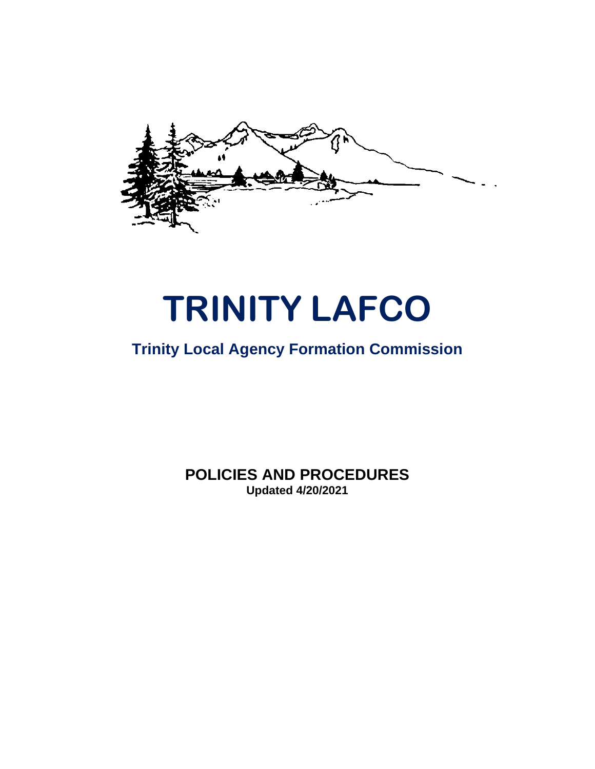# TRINITY LAFCO

## Trinity Local Agency Formation Commission

**POLICIES AND PROCEDURES**

**Updated 4/20/2021**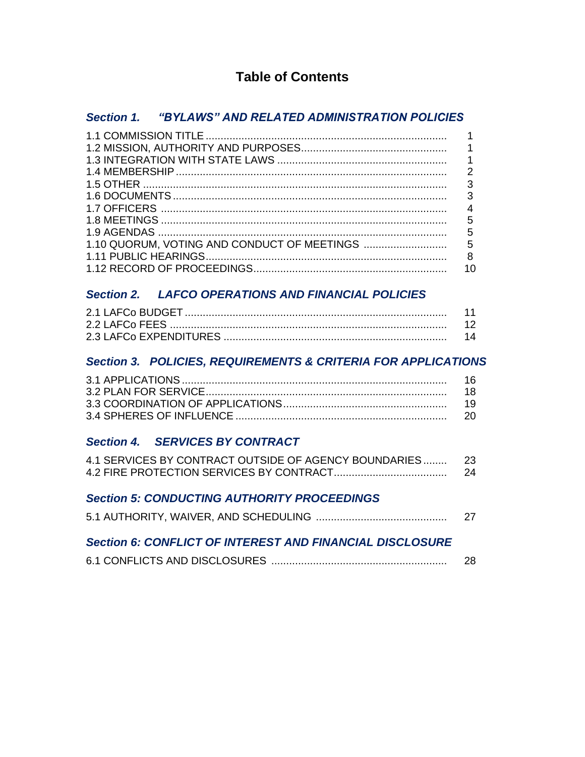# Table of Contents

## *Section 1. "BYLAWS" AND RELATED ADMINISTRATION POLICIES*

| | |
|---|---|
| 1.1 COMMISSION TITLE | 1 |
| 1.2 MISSION, AUTHORITY AND PURPOSES | 1 |
| 1.3 INTEGRATION WITH STATE LAWS | 1 |
| 1.4 MEMBERSHIP | 2 |
| 1.5 OTHER | 3 |
| 1.6 DOCUMENTS | 3 |
| 1.7 OFFICERS | 4 |
| 1.8 MEETINGS | 5 |
| 1.9 AGENDAS | 5 |
| 1.10 QUORUM, VOTING AND CONDUCT OF MEETINGS | 5 |
| 1.11 PUBLIC HEARINGS | 8 |
| 1.12 RECORD OF PROCEEDINGS | 10 |

## *Section 2. LAFCO OPERATIONS AND FINANCIAL POLICIES*

| | |
|---|---|
| 2.1 LAFCo BUDGET | 11 |
| 2.2 LAFCo FEES | 12 |
| 2.3 LAFCo EXPENDITURES | 14 |

## *Section 3. POLICIES, REQUIREMENTS & CRITERIA FOR APPLICATIONS*

| | |
|---|---|
| 3.1 APPLICATIONS | 16 |
| 3.2 PLAN FOR SERVICE | 18 |
| 3.3 COORDINATION OF APPLICATIONS | 19 |
| 3.4 SPHERES OF INFLUENCE | 20 |

## *Section 4. SERVICES BY CONTRACT*

| | |
|---|---|
| 4.1 SERVICES BY CONTRACT OUTSIDE OF AGENCY BOUNDARIES | 23 |
| 4.2 FIRE PROTECTION SERVICES BY CONTRACT | 24 |

## *Section 5: CONDUCTING AUTHORITY PROCEEDINGS*

| | |
|---|---|
| 5.1 AUTHORITY, WAIVER, AND SCHEDULING | 27 |

## *Section 6: CONFLICT OF INTEREST AND FINANCIAL DISCLOSURE*

| | |
|---|---|
| 6.1 CONFLICTS AND DISCLOSURES | 28 |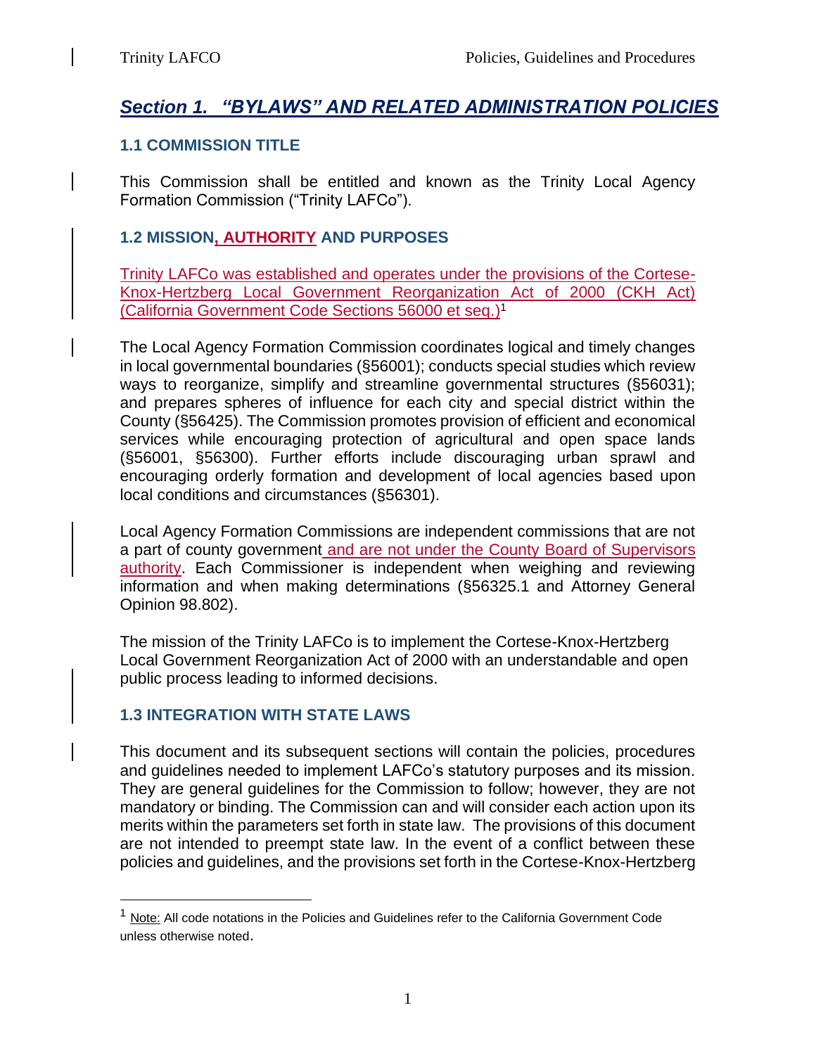## *Section 1. "BYLAWS" AND RELATED ADMINISTRATION POLICIES*

### 1.1 COMMISSION TITLE

This Commission shall be entitled and known as the Trinity Local Agency Formation Commission ("Trinity LAFCo").

### 1.2 MISSION, AUTHORITY AND PURPOSES

Trinity LAFCo was established and operates under the provisions of the Cortese-Knox-Hertzberg Local Government Reorganization Act of 2000 (CKH Act) (California Government Code Sections 56000 et seq.)[1]

The Local Agency Formation Commission coordinates logical and timely changes in local governmental boundaries (§56001); conducts special studies which review ways to reorganize, simplify and streamline governmental structures (§56031); and prepares spheres of influence for each city and special district within the County (§56425). The Commission promotes provision of efficient and economical services while encouraging protection of agricultural and open space lands (§56001, §56300). Further efforts include discouraging urban sprawl and encouraging orderly formation and development of local agencies based upon local conditions and circumstances (§56301).

Local Agency Formation Commissions are independent commissions that are not a part of county government and are not under the County Board of Supervisors authority. Each Commissioner is independent when weighing and reviewing information and when making determinations (§56325.1 and Attorney General Opinion 98.802).

The mission of the Trinity LAFCo is to implement the Cortese-Knox-Hertzberg Local Government Reorganization Act of 2000 with an understandable and open public process leading to informed decisions.

### 1.3 INTEGRATION WITH STATE LAWS

This document and its subsequent sections will contain the policies, procedures and guidelines needed to implement LAFCo's statutory purposes and its mission. They are general guidelines for the Commission to follow; however, they are not mandatory or binding. The Commission can and will consider each action upon its merits within the parameters set forth in state law. The provisions of this document are not intended to preempt state law. In the event of a conflict between these policies and guidelines, and the provisions set forth in the Cortese-Knox-Hertzberg

[1] Note: All code notations in the Policies and Guidelines refer to the California Government Code unless otherwise noted.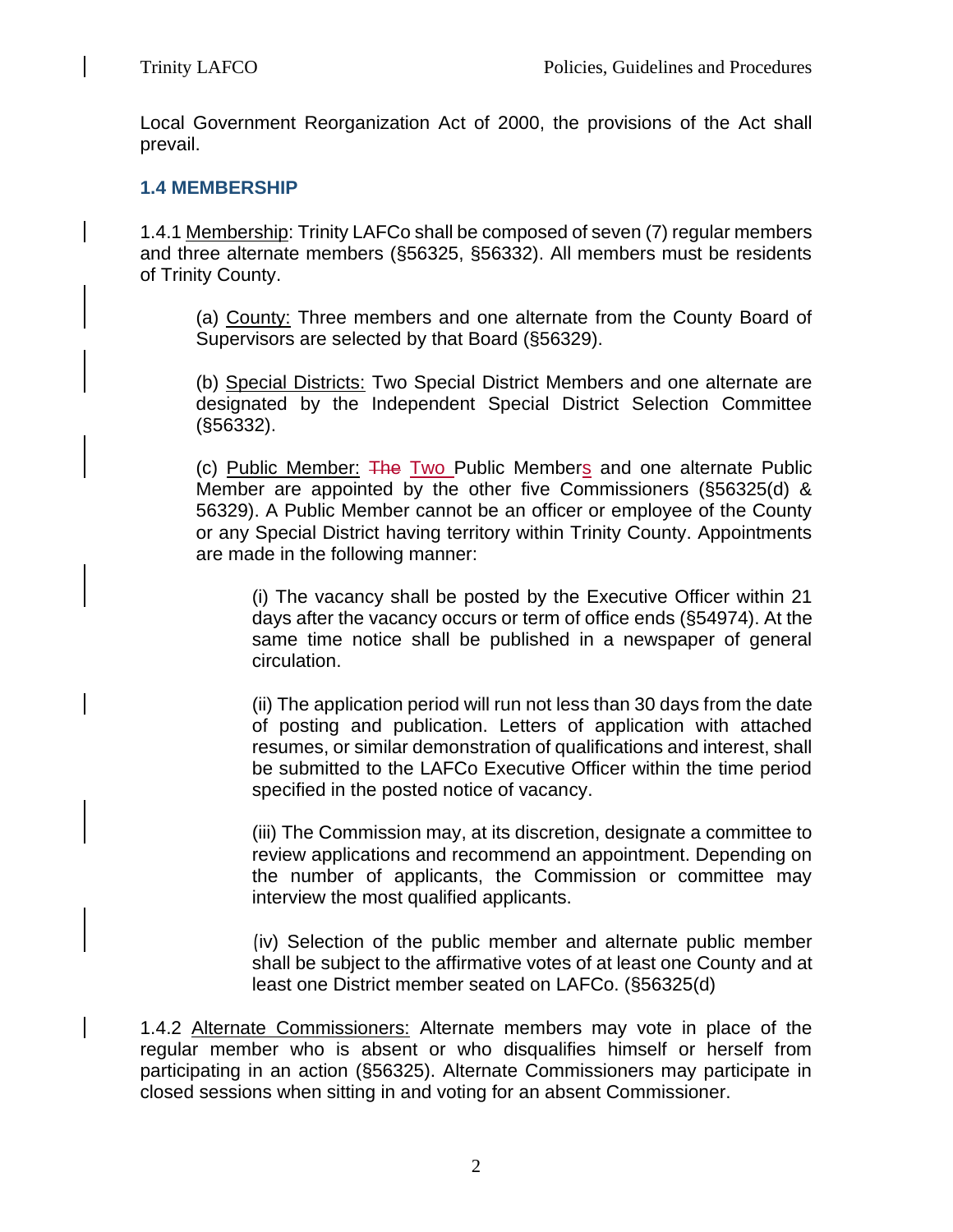Local Government Reorganization Act of 2000, the provisions of the Act shall prevail.

### 1.4 MEMBERSHIP

1.4.1 Membership: Trinity LAFCo shall be composed of seven (7) regular members and three alternate members (§56325, §56332). All members must be residents of Trinity County.

(a) County: Three members and one alternate from the County Board of Supervisors are selected by that Board (§56329).

(b) Special Districts: Two Special District Members and one alternate are designated by the Independent Special District Selection Committee (§56332).

(c) Public Member: ~~The~~ Two Public Members and one alternate Public Member are appointed by the other five Commissioners (§56325(d) & 56329). A Public Member cannot be an officer or employee of the County or any Special District having territory within Trinity County. Appointments are made in the following manner:

(i) The vacancy shall be posted by the Executive Officer within 21 days after the vacancy occurs or term of office ends (§54974). At the same time notice shall be published in a newspaper of general circulation.

(ii) The application period will run not less than 30 days from the date of posting and publication. Letters of application with attached resumes, or similar demonstration of qualifications and interest, shall be submitted to the LAFCo Executive Officer within the time period specified in the posted notice of vacancy.

(iii) The Commission may, at its discretion, designate a committee to review applications and recommend an appointment. Depending on the number of applicants, the Commission or committee may interview the most qualified applicants.

(iv) Selection of the public member and alternate public member shall be subject to the affirmative votes of at least one County and at least one District member seated on LAFCo. (§56325(d)

1.4.2 Alternate Commissioners: Alternate members may vote in place of the regular member who is absent or who disqualifies himself or herself from participating in an action (§56325). Alternate Commissioners may participate in closed sessions when sitting in and voting for an absent Commissioner.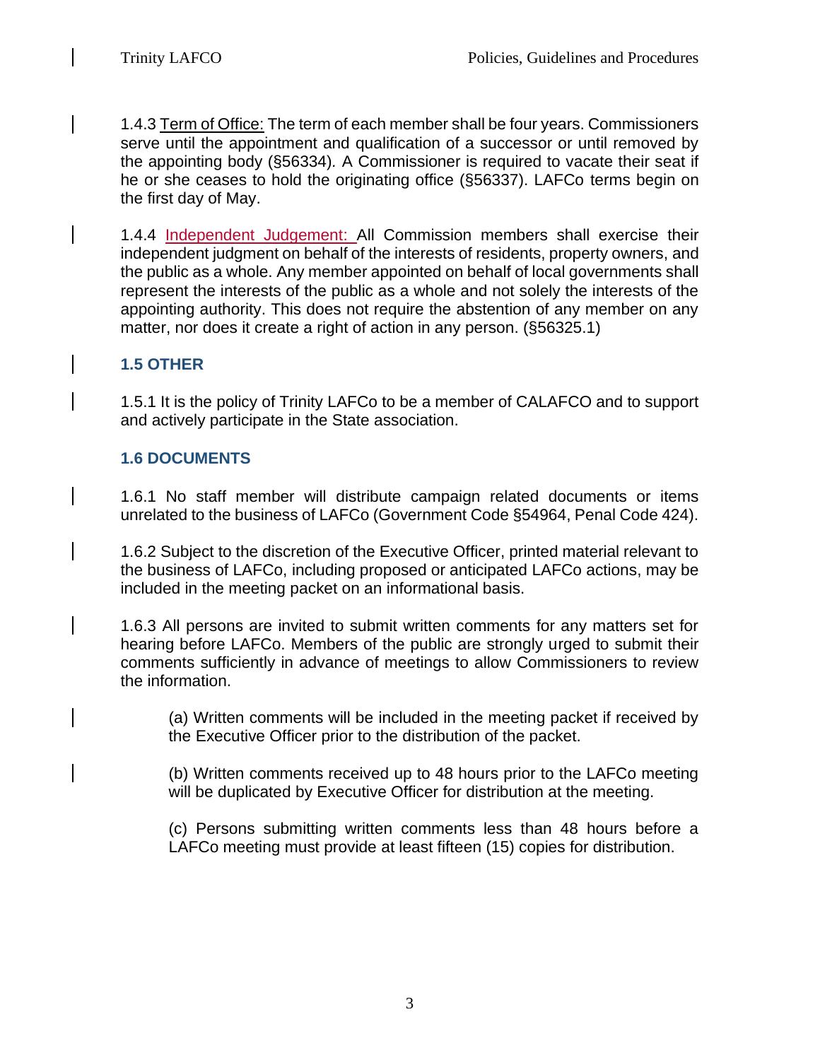1.4.3 Term of Office: The term of each member shall be four years. Commissioners serve until the appointment and qualification of a successor or until removed by the appointing body (§56334). A Commissioner is required to vacate their seat if he or she ceases to hold the originating office (§56337). LAFCo terms begin on the first day of May.

1.4.4 Independent Judgement: All Commission members shall exercise their independent judgment on behalf of the interests of residents, property owners, and the public as a whole. Any member appointed on behalf of local governments shall represent the interests of the public as a whole and not solely the interests of the appointing authority. This does not require the abstention of any member on any matter, nor does it create a right of action in any person. (§56325.1)

### 1.5 OTHER

1.5.1 It is the policy of Trinity LAFCo to be a member of CALAFCO and to support and actively participate in the State association.

### 1.6 DOCUMENTS

1.6.1 No staff member will distribute campaign related documents or items unrelated to the business of LAFCo (Government Code §54964, Penal Code 424).

1.6.2 Subject to the discretion of the Executive Officer, printed material relevant to the business of LAFCo, including proposed or anticipated LAFCo actions, may be included in the meeting packet on an informational basis.

1.6.3 All persons are invited to submit written comments for any matters set for hearing before LAFCo. Members of the public are strongly urged to submit their comments sufficiently in advance of meetings to allow Commissioners to review the information.

(a) Written comments will be included in the meeting packet if received by the Executive Officer prior to the distribution of the packet.

(b) Written comments received up to 48 hours prior to the LAFCo meeting will be duplicated by Executive Officer for distribution at the meeting.

(c) Persons submitting written comments less than 48 hours before a LAFCo meeting must provide at least fifteen (15) copies for distribution.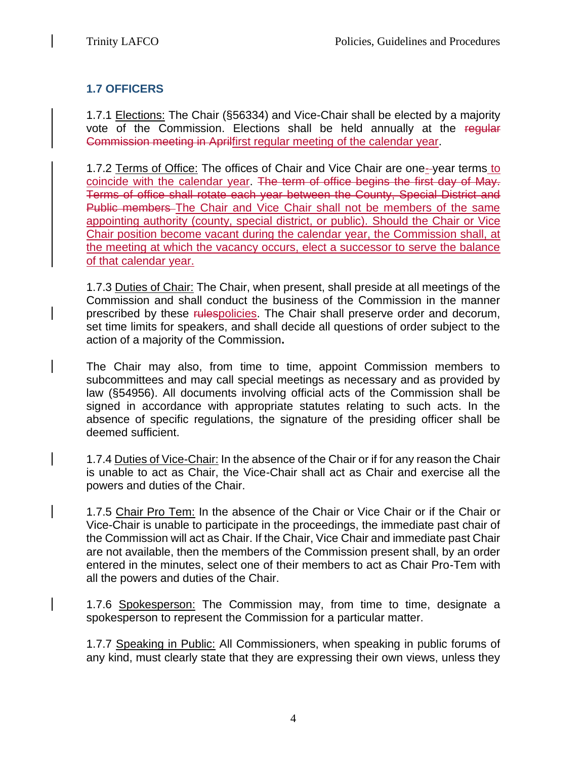## 1.7 OFFICERS

1.7.1 Elections: The Chair (§56334) and Vice-Chair shall be elected by a majority vote of the Commission. Elections shall be held annually at the ~~regular Commission meeting in April~~first regular meeting of the calendar year.

1.7.2 Terms of Office: The offices of Chair and Vice Chair are one-~~-~~year terms to coincide with the calendar year. ~~The term of office begins the first day of May. Terms of office shall rotate each year between the County, Special District and Public members~~ The Chair and Vice Chair shall not be members of the same appointing authority (county, special district, or public). Should the Chair or Vice Chair position become vacant during the calendar year, the Commission shall, at the meeting at which the vacancy occurs, elect a successor to serve the balance of that calendar year.

1.7.3 Duties of Chair: The Chair, when present, shall preside at all meetings of the Commission and shall conduct the business of the Commission in the manner prescribed by these ~~rules~~policies. The Chair shall preserve order and decorum, set time limits for speakers, and shall decide all questions of order subject to the action of a majority of the Commission**.**

The Chair may also, from time to time, appoint Commission members to subcommittees and may call special meetings as necessary and as provided by law (§54956). All documents involving official acts of the Commission shall be signed in accordance with appropriate statutes relating to such acts. In the absence of specific regulations, the signature of the presiding officer shall be deemed sufficient.

1.7.4 Duties of Vice-Chair: In the absence of the Chair or if for any reason the Chair is unable to act as Chair, the Vice-Chair shall act as Chair and exercise all the powers and duties of the Chair.

1.7.5 Chair Pro Tem: In the absence of the Chair or Vice Chair or if the Chair or Vice-Chair is unable to participate in the proceedings, the immediate past chair of the Commission will act as Chair. If the Chair, Vice Chair and immediate past Chair are not available, then the members of the Commission present shall, by an order entered in the minutes, select one of their members to act as Chair Pro-Tem with all the powers and duties of the Chair.

1.7.6 Spokesperson: The Commission may, from time to time, designate a spokesperson to represent the Commission for a particular matter.

1.7.7 Speaking in Public: All Commissioners, when speaking in public forums of any kind, must clearly state that they are expressing their own views, unless they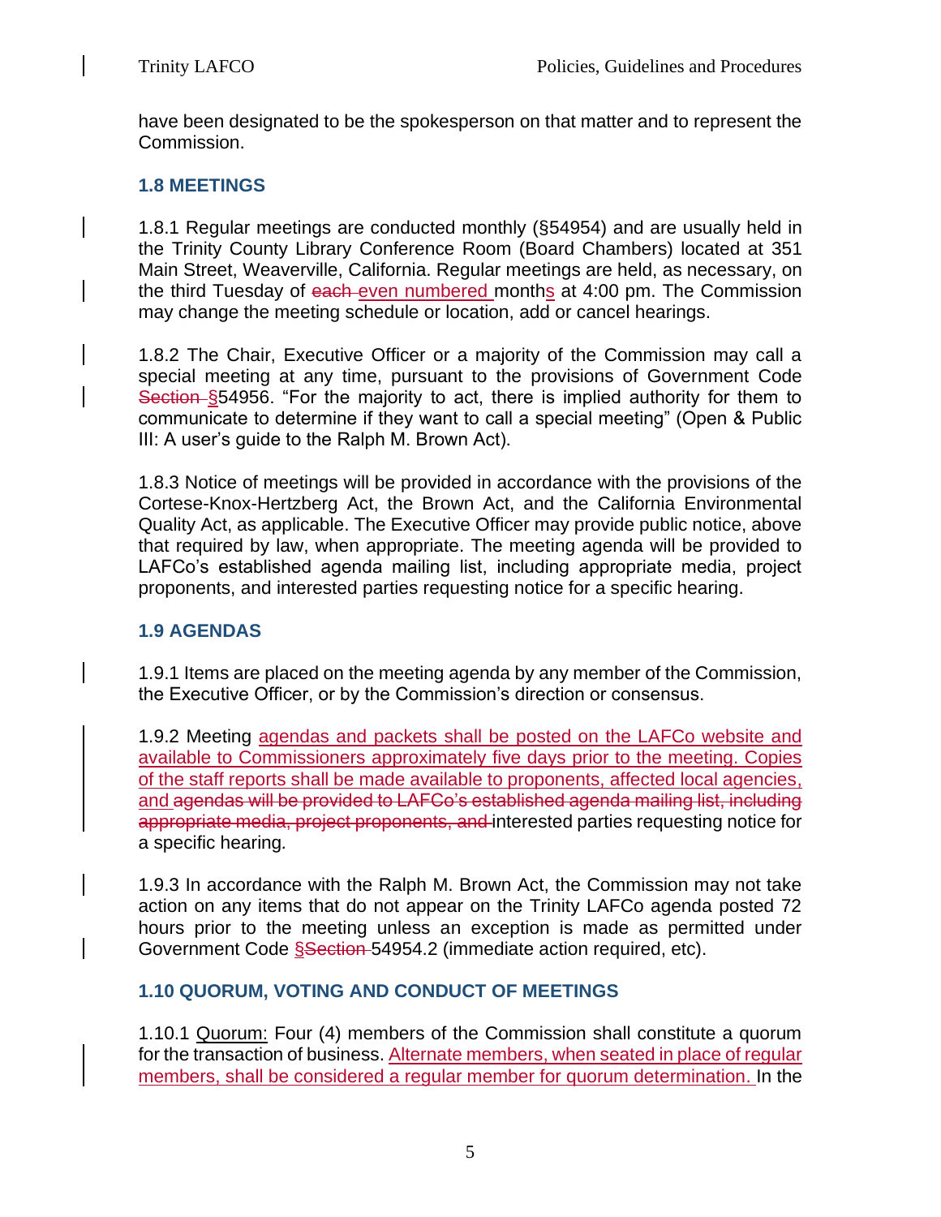have been designated to be the spokesperson on that matter and to represent the Commission.

### 1.8 MEETINGS

1.8.1 Regular meetings are conducted monthly (§54954) and are usually held in the Trinity County Library Conference Room (Board Chambers) located at 351 Main Street, Weaverville, California. Regular meetings are held, as necessary, on the third Tuesday of ~~each~~ even numbered months at 4:00 pm. The Commission may change the meeting schedule or location, add or cancel hearings.

1.8.2 The Chair, Executive Officer or a majority of the Commission may call a special meeting at any time, pursuant to the provisions of Government Code ~~Section~~ §54956. "For the majority to act, there is implied authority for them to communicate to determine if they want to call a special meeting" (Open & Public III: A user's guide to the Ralph M. Brown Act).

1.8.3 Notice of meetings will be provided in accordance with the provisions of the Cortese-Knox-Hertzberg Act, the Brown Act, and the California Environmental Quality Act, as applicable. The Executive Officer may provide public notice, above that required by law, when appropriate. The meeting agenda will be provided to LAFCo's established agenda mailing list, including appropriate media, project proponents, and interested parties requesting notice for a specific hearing.

### 1.9 AGENDAS

1.9.1 Items are placed on the meeting agenda by any member of the Commission, the Executive Officer, or by the Commission's direction or consensus.

1.9.2 Meeting agendas and packets shall be posted on the LAFCo website and available to Commissioners approximately five days prior to the meeting. Copies of the staff reports shall be made available to proponents, affected local agencies, and ~~agendas will be provided to LAFCo's established agenda mailing list, including appropriate media, project proponents, and~~ interested parties requesting notice for a specific hearing.

1.9.3 In accordance with the Ralph M. Brown Act, the Commission may not take action on any items that do not appear on the Trinity LAFCo agenda posted 72 hours prior to the meeting unless an exception is made as permitted under Government Code §~~Section~~ 54954.2 (immediate action required, etc).

### 1.10 QUORUM, VOTING AND CONDUCT OF MEETINGS

1.10.1 Quorum: Four (4) members of the Commission shall constitute a quorum for the transaction of business. Alternate members, when seated in place of regular members, shall be considered a regular member for quorum determination. In the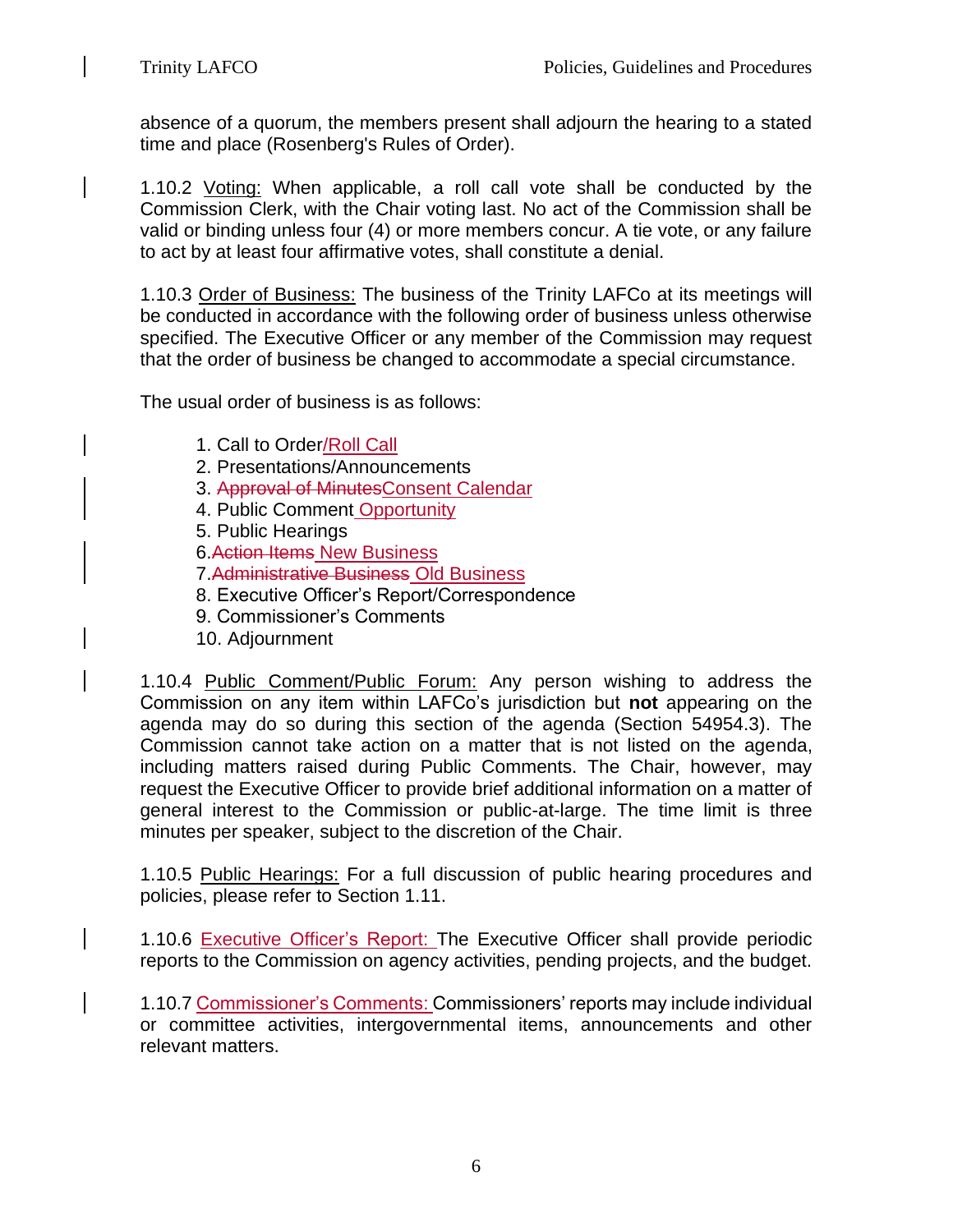absence of a quorum, the members present shall adjourn the hearing to a stated time and place (Rosenberg's Rules of Order).

1.10.2 Voting: When applicable, a roll call vote shall be conducted by the Commission Clerk, with the Chair voting last. No act of the Commission shall be valid or binding unless four (4) or more members concur. A tie vote, or any failure to act by at least four affirmative votes, shall constitute a denial.

1.10.3 Order of Business: The business of the Trinity LAFCo at its meetings will be conducted in accordance with the following order of business unless otherwise specified. The Executive Officer or any member of the Commission may request that the order of business be changed to accommodate a special circumstance.

The usual order of business is as follows:

1. Call to Order/Roll Call
2. Presentations/Announcements
3. ~~Approval of Minutes~~Consent Calendar
4. Public Comment Opportunity
5. Public Hearings
6. ~~Action Items~~ New Business
7. ~~Administrative Business~~ Old Business
8. Executive Officer's Report/Correspondence
9. Commissioner's Comments
10. Adjournment

1.10.4 Public Comment/Public Forum: Any person wishing to address the Commission on any item within LAFCo's jurisdiction but **not** appearing on the agenda may do so during this section of the agenda (Section 54954.3). The Commission cannot take action on a matter that is not listed on the agenda, including matters raised during Public Comments. The Chair, however, may request the Executive Officer to provide brief additional information on a matter of general interest to the Commission or public-at-large. The time limit is three minutes per speaker, subject to the discretion of the Chair.

1.10.5 Public Hearings: For a full discussion of public hearing procedures and policies, please refer to Section 1.11.

1.10.6 Executive Officer's Report: The Executive Officer shall provide periodic reports to the Commission on agency activities, pending projects, and the budget.

1.10.7 Commissioner's Comments: Commissioners' reports may include individual or committee activities, intergovernmental items, announcements and other relevant matters.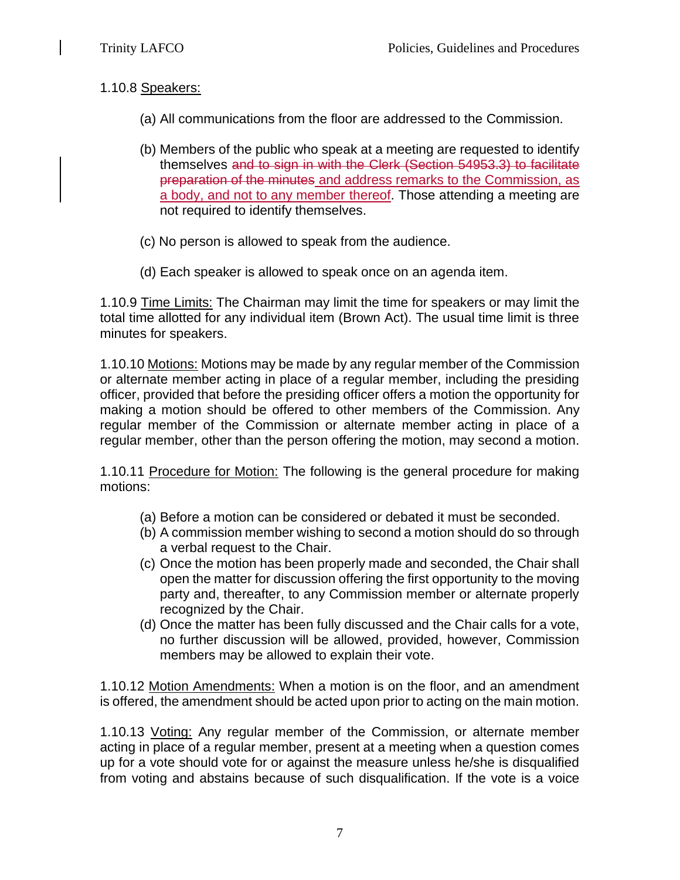1.10.8 Speakers:

(a) All communications from the floor are addressed to the Commission.

(b) Members of the public who speak at a meeting are requested to identify themselves ~~and to sign in with the Clerk (Section 54953.3) to facilitate preparation of the minutes~~ and address remarks to the Commission, as a body, and not to any member thereof. Those attending a meeting are not required to identify themselves.

(c) No person is allowed to speak from the audience.

(d) Each speaker is allowed to speak once on an agenda item.

1.10.9 Time Limits: The Chairman may limit the time for speakers or may limit the total time allotted for any individual item (Brown Act). The usual time limit is three minutes for speakers.

1.10.10 Motions: Motions may be made by any regular member of the Commission or alternate member acting in place of a regular member, including the presiding officer, provided that before the presiding officer offers a motion the opportunity for making a motion should be offered to other members of the Commission. Any regular member of the Commission or alternate member acting in place of a regular member, other than the person offering the motion, may second a motion.

1.10.11 Procedure for Motion: The following is the general procedure for making motions:

(a) Before a motion can be considered or debated it must be seconded.
(b) A commission member wishing to second a motion should do so through a verbal request to the Chair.
(c) Once the motion has been properly made and seconded, the Chair shall open the matter for discussion offering the first opportunity to the moving party and, thereafter, to any Commission member or alternate properly recognized by the Chair.
(d) Once the matter has been fully discussed and the Chair calls for a vote, no further discussion will be allowed, provided, however, Commission members may be allowed to explain their vote.

1.10.12 Motion Amendments: When a motion is on the floor, and an amendment is offered, the amendment should be acted upon prior to acting on the main motion.

1.10.13 Voting: Any regular member of the Commission, or alternate member acting in place of a regular member, present at a meeting when a question comes up for a vote should vote for or against the measure unless he/she is disqualified from voting and abstains because of such disqualification. If the vote is a voice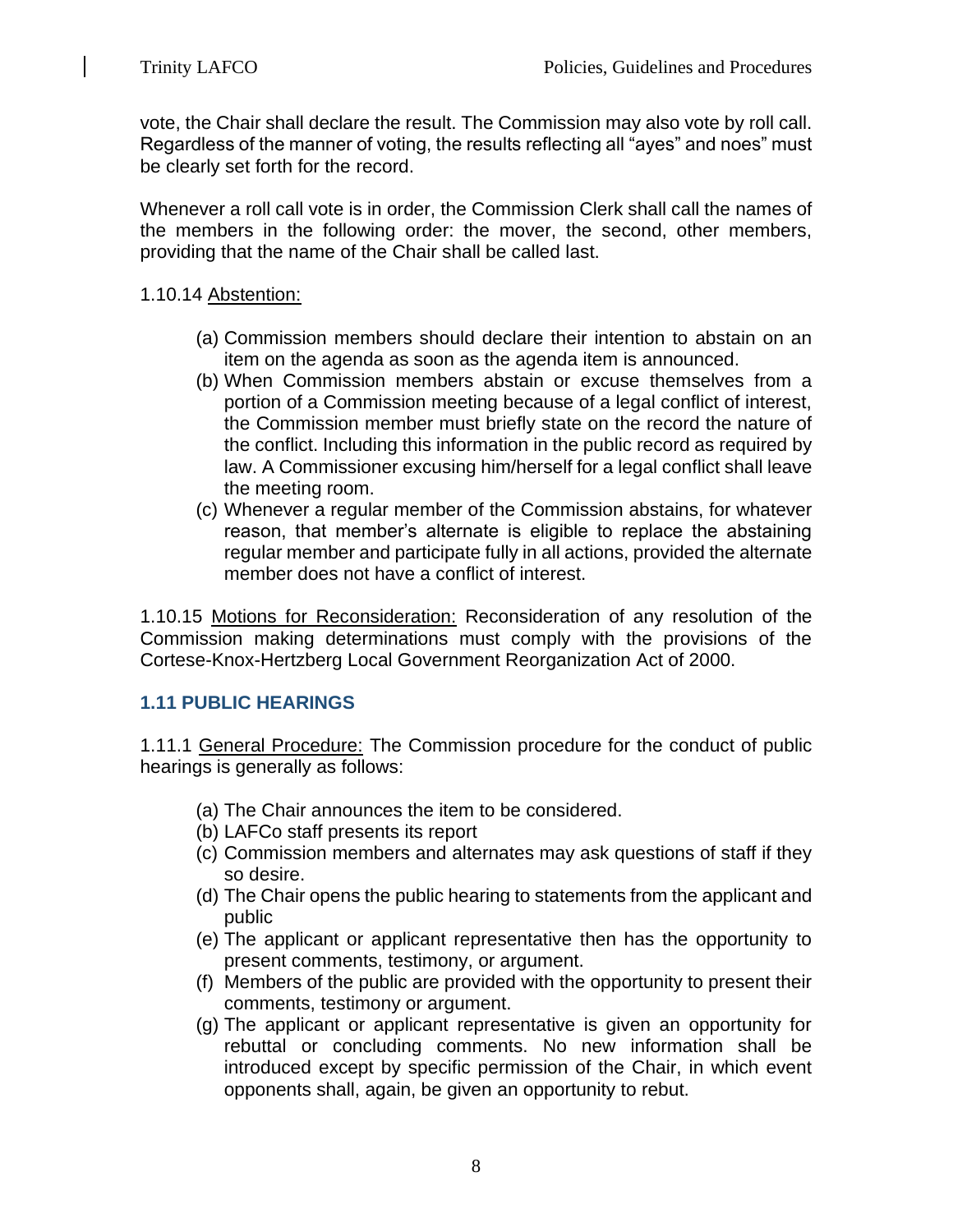vote, the Chair shall declare the result. The Commission may also vote by roll call. Regardless of the manner of voting, the results reflecting all "ayes" and noes" must be clearly set forth for the record.

Whenever a roll call vote is in order, the Commission Clerk shall call the names of the members in the following order: the mover, the second, other members, providing that the name of the Chair shall be called last.

1.10.14 Abstention:

(a) Commission members should declare their intention to abstain on an item on the agenda as soon as the agenda item is announced.
(b) When Commission members abstain or excuse themselves from a portion of a Commission meeting because of a legal conflict of interest, the Commission member must briefly state on the record the nature of the conflict. Including this information in the public record as required by law. A Commissioner excusing him/herself for a legal conflict shall leave the meeting room.
(c) Whenever a regular member of the Commission abstains, for whatever reason, that member's alternate is eligible to replace the abstaining regular member and participate fully in all actions, provided the alternate member does not have a conflict of interest.

1.10.15 Motions for Reconsideration: Reconsideration of any resolution of the Commission making determinations must comply with the provisions of the Cortese-Knox-Hertzberg Local Government Reorganization Act of 2000.

### 1.11 PUBLIC HEARINGS

1.11.1 General Procedure: The Commission procedure for the conduct of public hearings is generally as follows:

(a) The Chair announces the item to be considered.
(b) LAFCo staff presents its report
(c) Commission members and alternates may ask questions of staff if they so desire.
(d) The Chair opens the public hearing to statements from the applicant and public
(e) The applicant or applicant representative then has the opportunity to present comments, testimony, or argument.
(f) Members of the public are provided with the opportunity to present their comments, testimony or argument.
(g) The applicant or applicant representative is given an opportunity for rebuttal or concluding comments. No new information shall be introduced except by specific permission of the Chair, in which event opponents shall, again, be given an opportunity to rebut.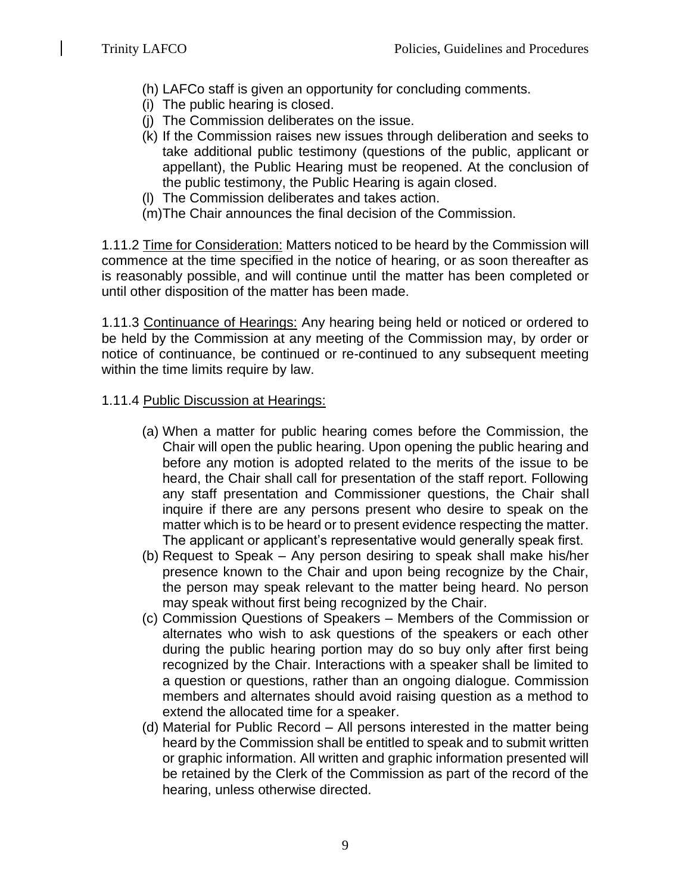(h) LAFCo staff is given an opportunity for concluding comments.
(i) The public hearing is closed.
(j) The Commission deliberates on the issue.
(k) If the Commission raises new issues through deliberation and seeks to take additional public testimony (questions of the public, applicant or appellant), the Public Hearing must be reopened. At the conclusion of the public testimony, the Public Hearing is again closed.
(l) The Commission deliberates and takes action.
(m) The Chair announces the final decision of the Commission.

1.11.2 Time for Consideration: Matters noticed to be heard by the Commission will commence at the time specified in the notice of hearing, or as soon thereafter as is reasonably possible, and will continue until the matter has been completed or until other disposition of the matter has been made.

1.11.3 Continuance of Hearings: Any hearing being held or noticed or ordered to be held by the Commission at any meeting of the Commission may, by order or notice of continuance, be continued or re-continued to any subsequent meeting within the time limits require by law.

1.11.4 Public Discussion at Hearings:

(a) When a matter for public hearing comes before the Commission, the Chair will open the public hearing. Upon opening the public hearing and before any motion is adopted related to the merits of the issue to be heard, the Chair shall call for presentation of the staff report. Following any staff presentation and Commissioner questions, the Chair shall inquire if there are any persons present who desire to speak on the matter which is to be heard or to present evidence respecting the matter. The applicant or applicant's representative would generally speak first.
(b) Request to Speak – Any person desiring to speak shall make his/her presence known to the Chair and upon being recognize by the Chair, the person may speak relevant to the matter being heard. No person may speak without first being recognized by the Chair.
(c) Commission Questions of Speakers – Members of the Commission or alternates who wish to ask questions of the speakers or each other during the public hearing portion may do so buy only after first being recognized by the Chair. Interactions with a speaker shall be limited to a question or questions, rather than an ongoing dialogue. Commission members and alternates should avoid raising question as a method to extend the allocated time for a speaker.
(d) Material for Public Record – All persons interested in the matter being heard by the Commission shall be entitled to speak and to submit written or graphic information. All written and graphic information presented will be retained by the Clerk of the Commission as part of the record of the hearing, unless otherwise directed.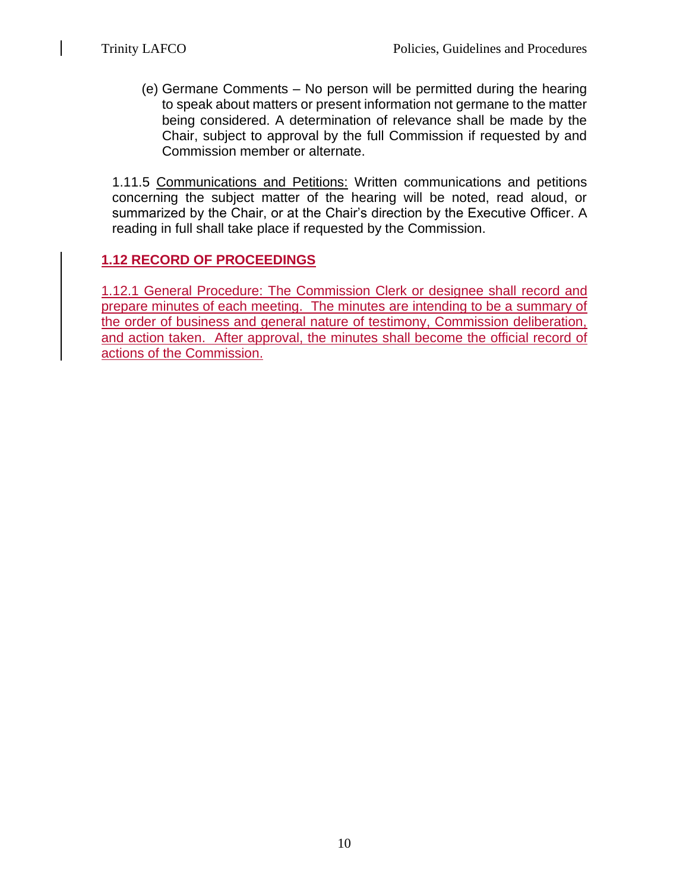(e) Germane Comments – No person will be permitted during the hearing to speak about matters or present information not germane to the matter being considered. A determination of relevance shall be made by the Chair, subject to approval by the full Commission if requested by and Commission member or alternate.

1.11.5 Communications and Petitions: Written communications and petitions concerning the subject matter of the hearing will be noted, read aloud, or summarized by the Chair, or at the Chair's direction by the Executive Officer. A reading in full shall take place if requested by the Commission.

## 1.12 RECORD OF PROCEEDINGS

1.12.1 General Procedure: The Commission Clerk or designee shall record and prepare minutes of each meeting. The minutes are intending to be a summary of the order of business and general nature of testimony, Commission deliberation, and action taken. After approval, the minutes shall become the official record of actions of the Commission.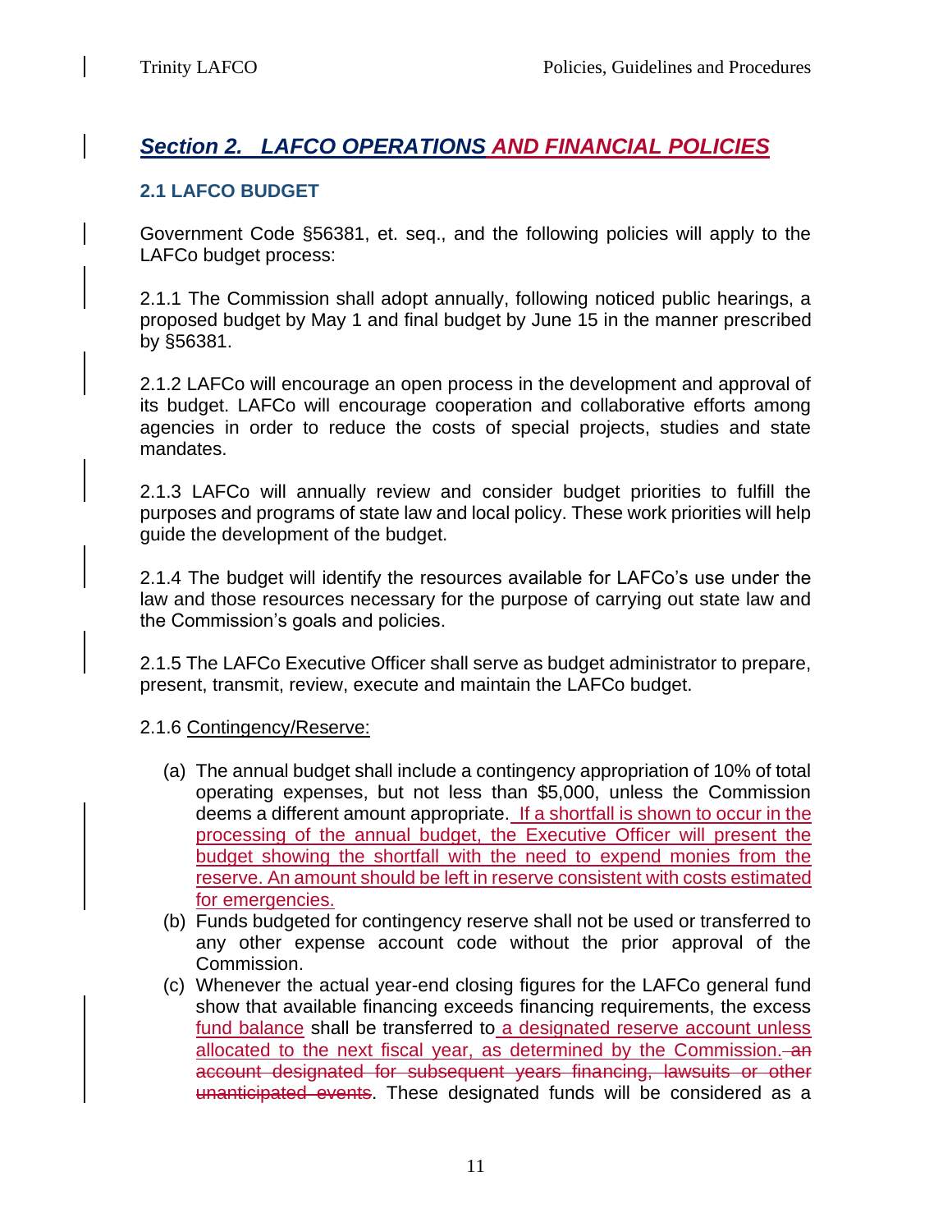## *Section 2. LAFCO OPERATIONS AND FINANCIAL POLICIES*

### 2.1 LAFCO BUDGET

Government Code §56381, et. seq., and the following policies will apply to the LAFCo budget process:

2.1.1 The Commission shall adopt annually, following noticed public hearings, a proposed budget by May 1 and final budget by June 15 in the manner prescribed by §56381.

2.1.2 LAFCo will encourage an open process in the development and approval of its budget. LAFCo will encourage cooperation and collaborative efforts among agencies in order to reduce the costs of special projects, studies and state mandates.

2.1.3 LAFCo will annually review and consider budget priorities to fulfill the purposes and programs of state law and local policy. These work priorities will help guide the development of the budget.

2.1.4 The budget will identify the resources available for LAFCo's use under the law and those resources necessary for the purpose of carrying out state law and the Commission's goals and policies.

2.1.5 The LAFCo Executive Officer shall serve as budget administrator to prepare, present, transmit, review, execute and maintain the LAFCo budget.

2.1.6 Contingency/Reserve:

(a) The annual budget shall include a contingency appropriation of 10% of total operating expenses, but not less than $5,000, unless the Commission deems a different amount appropriate. If a shortfall is shown to occur in the processing of the annual budget, the Executive Officer will present the budget showing the shortfall with the need to expend monies from the reserve. An amount should be left in reserve consistent with costs estimated for emergencies.

(b) Funds budgeted for contingency reserve shall not be used or transferred to any other expense account code without the prior approval of the Commission.

(c) Whenever the actual year-end closing figures for the LAFCo general fund show that available financing exceeds financing requirements, the excess fund balance shall be transferred to a designated reserve account unless allocated to the next fiscal year, as determined by the Commission. ~~an account designated for subsequent years financing, lawsuits or other unanticipated events~~. These designated funds will be considered as a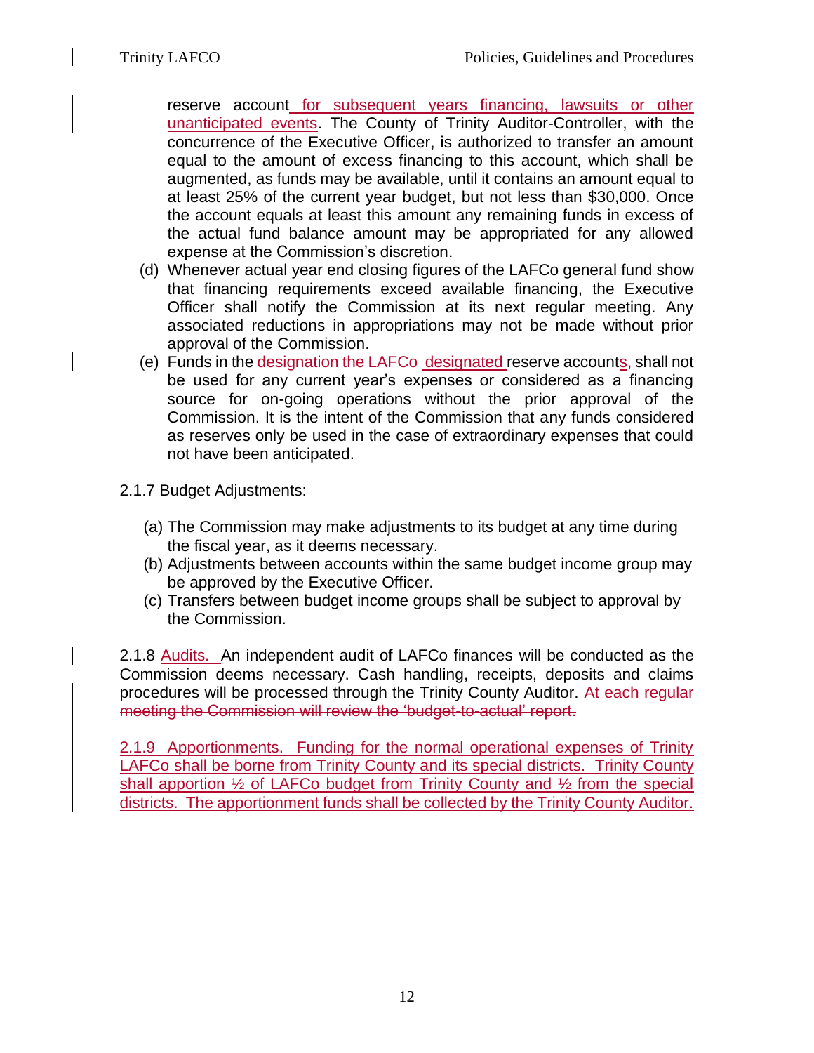reserve account for subsequent years financing, lawsuits or other unanticipated events. The County of Trinity Auditor-Controller, with the concurrence of the Executive Officer, is authorized to transfer an amount equal to the amount of excess financing to this account, which shall be augmented, as funds may be available, until it contains an amount equal to at least 25% of the current year budget, but not less than $30,000. Once the account equals at least this amount any remaining funds in excess of the actual fund balance amount may be appropriated for any allowed expense at the Commission's discretion.

(d) Whenever actual year end closing figures of the LAFCo general fund show that financing requirements exceed available financing, the Executive Officer shall notify the Commission at its next regular meeting. Any associated reductions in appropriations may not be made without prior approval of the Commission.

(e) Funds in the ~~designation the LAFCo~~ designated reserve accounts~~,~~ shall not be used for any current year's expenses or considered as a financing source for on-going operations without the prior approval of the Commission. It is the intent of the Commission that any funds considered as reserves only be used in the case of extraordinary expenses that could not have been anticipated.

2.1.7 Budget Adjustments:

(a) The Commission may make adjustments to its budget at any time during the fiscal year, as it deems necessary.
(b) Adjustments between accounts within the same budget income group may be approved by the Executive Officer.
(c) Transfers between budget income groups shall be subject to approval by the Commission.

2.1.8 Audits. An independent audit of LAFCo finances will be conducted as the Commission deems necessary. Cash handling, receipts, deposits and claims procedures will be processed through the Trinity County Auditor. ~~At each regular meeting the Commission will review the 'budget-to-actual' report.~~

2.1.9 Apportionments. Funding for the normal operational expenses of Trinity LAFCo shall be borne from Trinity County and its special districts. Trinity County shall apportion ½ of LAFCo budget from Trinity County and ½ from the special districts. The apportionment funds shall be collected by the Trinity County Auditor.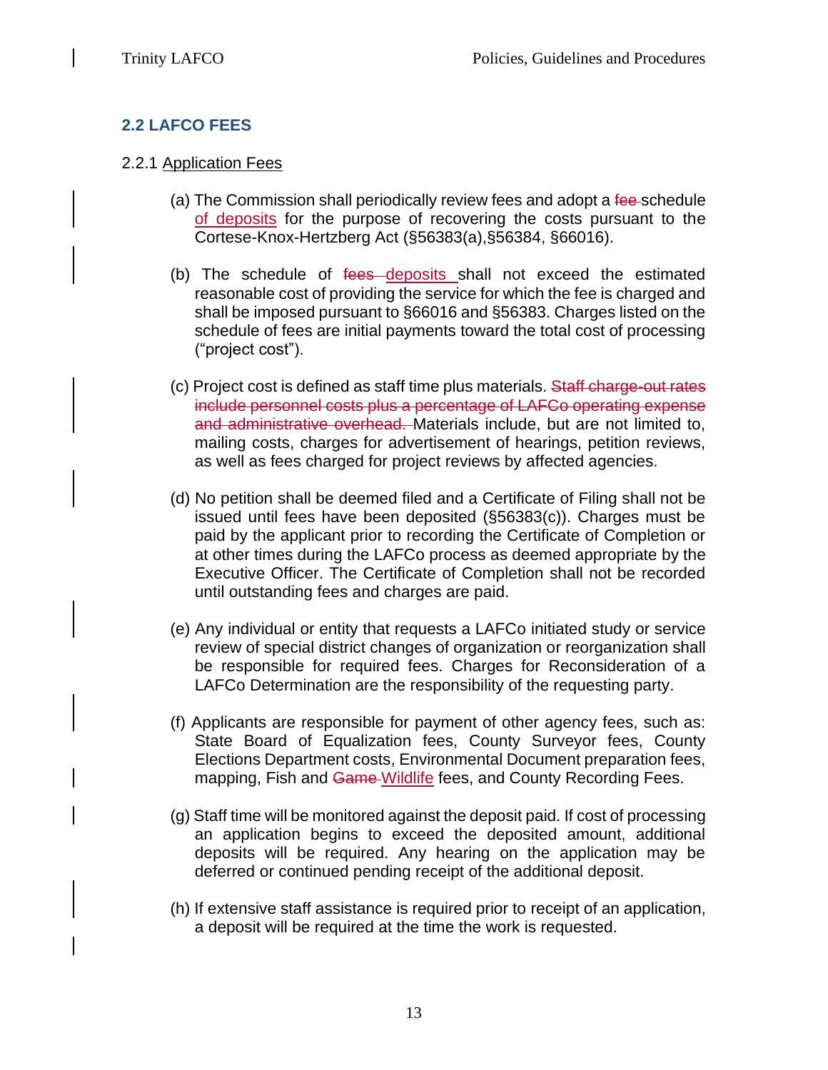## 2.2 LAFCO FEES

### 2.2.1 Application Fees

(a) The Commission shall periodically review fees and adopt a ~~fee~~ schedule of deposits for the purpose of recovering the costs pursuant to the Cortese-Knox-Hertzberg Act (§56383(a),§56384, §66016).

(b) The schedule of ~~fees~~ deposits shall not exceed the estimated reasonable cost of providing the service for which the fee is charged and shall be imposed pursuant to §66016 and §56383. Charges listed on the schedule of fees are initial payments toward the total cost of processing ("project cost").

(c) Project cost is defined as staff time plus materials. ~~Staff charge-out rates include personnel costs plus a percentage of LAFCo operating expense and administrative overhead.~~ Materials include, but are not limited to, mailing costs, charges for advertisement of hearings, petition reviews, as well as fees charged for project reviews by affected agencies.

(d) No petition shall be deemed filed and a Certificate of Filing shall not be issued until fees have been deposited (§56383(c)). Charges must be paid by the applicant prior to recording the Certificate of Completion or at other times during the LAFCo process as deemed appropriate by the Executive Officer. The Certificate of Completion shall not be recorded until outstanding fees and charges are paid.

(e) Any individual or entity that requests a LAFCo initiated study or service review of special district changes of organization or reorganization shall be responsible for required fees. Charges for Reconsideration of a LAFCo Determination are the responsibility of the requesting party.

(f) Applicants are responsible for payment of other agency fees, such as: State Board of Equalization fees, County Surveyor fees, County Elections Department costs, Environmental Document preparation fees, mapping, Fish and ~~Game~~ Wildlife fees, and County Recording Fees.

(g) Staff time will be monitored against the deposit paid. If cost of processing an application begins to exceed the deposited amount, additional deposits will be required. Any hearing on the application may be deferred or continued pending receipt of the additional deposit.

(h) If extensive staff assistance is required prior to receipt of an application, a deposit will be required at the time the work is requested.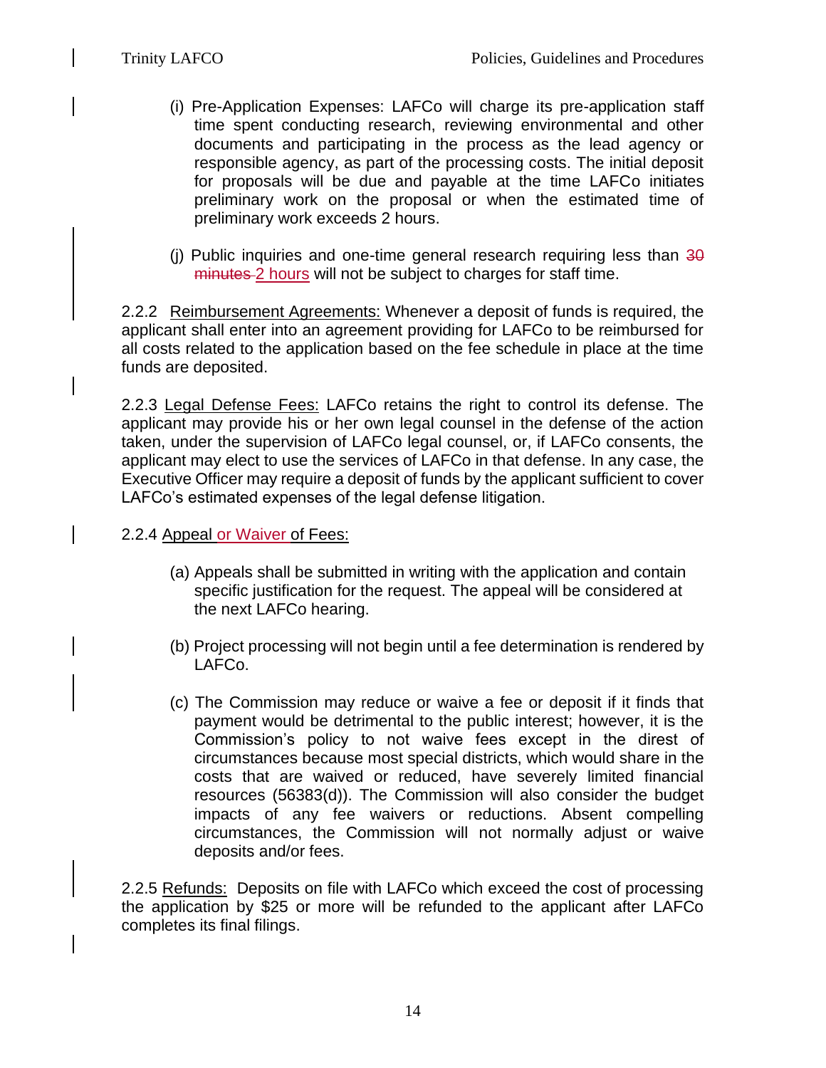(i) Pre-Application Expenses: LAFCo will charge its pre-application staff time spent conducting research, reviewing environmental and other documents and participating in the process as the lead agency or responsible agency, as part of the processing costs. The initial deposit for proposals will be due and payable at the time LAFCo initiates preliminary work on the proposal or when the estimated time of preliminary work exceeds 2 hours.

(j) Public inquiries and one-time general research requiring less than ~~30 minutes~~ 2 hours will not be subject to charges for staff time.

2.2.2 Reimbursement Agreements: Whenever a deposit of funds is required, the applicant shall enter into an agreement providing for LAFCo to be reimbursed for all costs related to the application based on the fee schedule in place at the time funds are deposited.

2.2.3 Legal Defense Fees: LAFCo retains the right to control its defense. The applicant may provide his or her own legal counsel in the defense of the action taken, under the supervision of LAFCo legal counsel, or, if LAFCo consents, the applicant may elect to use the services of LAFCo in that defense. In any case, the Executive Officer may require a deposit of funds by the applicant sufficient to cover LAFCo's estimated expenses of the legal defense litigation.

2.2.4 Appeal or Waiver of Fees:

(a) Appeals shall be submitted in writing with the application and contain specific justification for the request. The appeal will be considered at the next LAFCo hearing.

(b) Project processing will not begin until a fee determination is rendered by LAFCo.

(c) The Commission may reduce or waive a fee or deposit if it finds that payment would be detrimental to the public interest; however, it is the Commission's policy to not waive fees except in the direst of circumstances because most special districts, which would share in the costs that are waived or reduced, have severely limited financial resources (56383(d)). The Commission will also consider the budget impacts of any fee waivers or reductions. Absent compelling circumstances, the Commission will not normally adjust or waive deposits and/or fees.

2.2.5 Refunds: Deposits on file with LAFCo which exceed the cost of processing the application by $25 or more will be refunded to the applicant after LAFCo completes its final filings.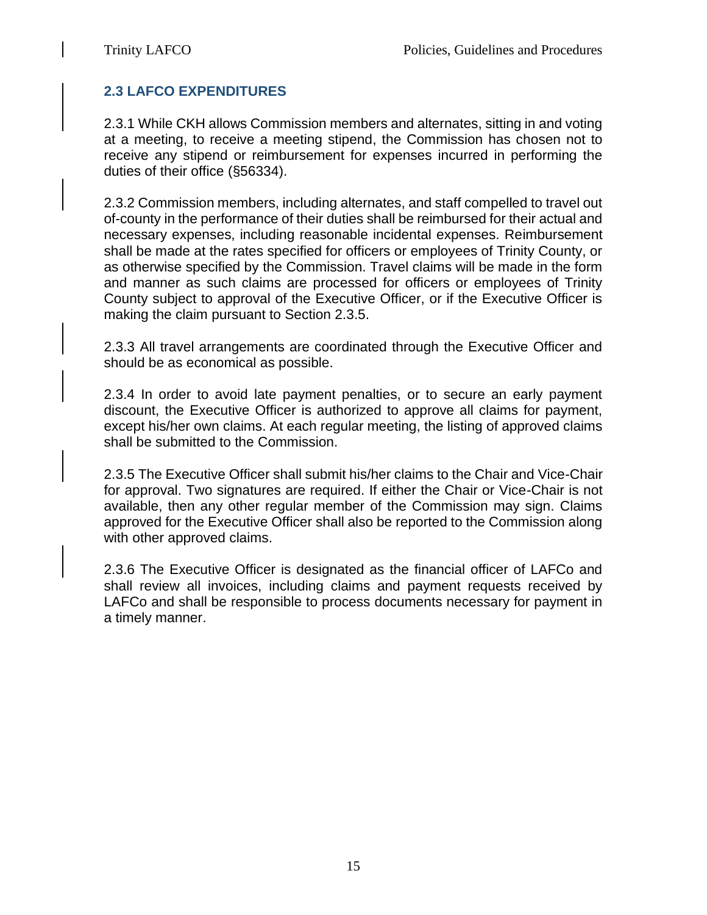## 2.3 LAFCO EXPENDITURES

2.3.1 While CKH allows Commission members and alternates, sitting in and voting at a meeting, to receive a meeting stipend, the Commission has chosen not to receive any stipend or reimbursement for expenses incurred in performing the duties of their office (§56334).

2.3.2 Commission members, including alternates, and staff compelled to travel out of-county in the performance of their duties shall be reimbursed for their actual and necessary expenses, including reasonable incidental expenses. Reimbursement shall be made at the rates specified for officers or employees of Trinity County, or as otherwise specified by the Commission. Travel claims will be made in the form and manner as such claims are processed for officers or employees of Trinity County subject to approval of the Executive Officer, or if the Executive Officer is making the claim pursuant to Section 2.3.5.

2.3.3 All travel arrangements are coordinated through the Executive Officer and should be as economical as possible.

2.3.4 In order to avoid late payment penalties, or to secure an early payment discount, the Executive Officer is authorized to approve all claims for payment, except his/her own claims. At each regular meeting, the listing of approved claims shall be submitted to the Commission.

2.3.5 The Executive Officer shall submit his/her claims to the Chair and Vice-Chair for approval. Two signatures are required. If either the Chair or Vice-Chair is not available, then any other regular member of the Commission may sign. Claims approved for the Executive Officer shall also be reported to the Commission along with other approved claims.

2.3.6 The Executive Officer is designated as the financial officer of LAFCo and shall review all invoices, including claims and payment requests received by LAFCo and shall be responsible to process documents necessary for payment in a timely manner.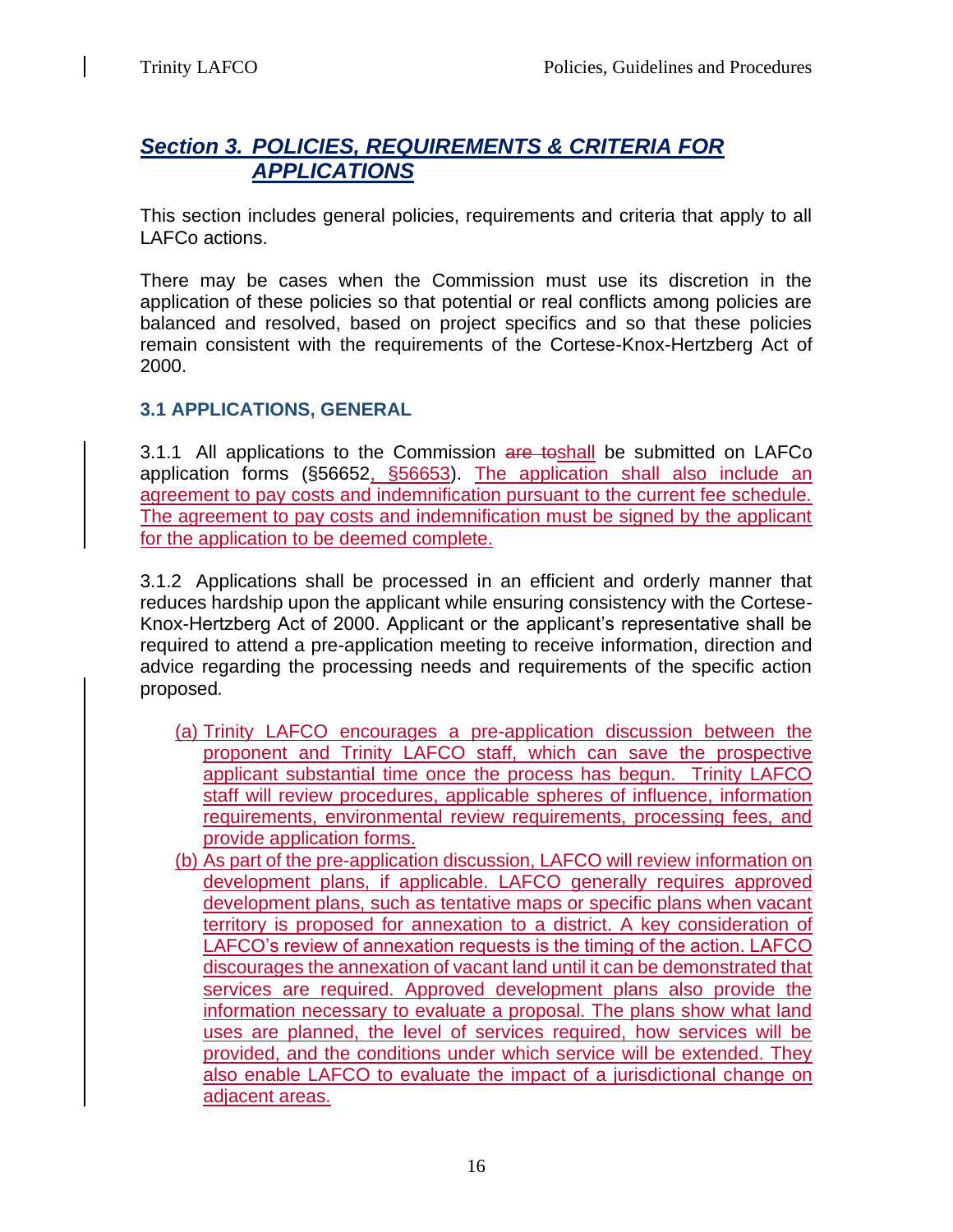## *Section 3. POLICIES, REQUIREMENTS & CRITERIA FOR APPLICATIONS*

This section includes general policies, requirements and criteria that apply to all LAFCo actions.

There may be cases when the Commission must use its discretion in the application of these policies so that potential or real conflicts among policies are balanced and resolved, based on project specifics and so that these policies remain consistent with the requirements of the Cortese-Knox-Hertzberg Act of 2000.

### 3.1 APPLICATIONS, GENERAL

3.1.1 All applications to the Commission ~~are to~~shall be submitted on LAFCo application forms (§56652, §56653). The application shall also include an agreement to pay costs and indemnification pursuant to the current fee schedule. The agreement to pay costs and indemnification must be signed by the applicant for the application to be deemed complete.

3.1.2 Applications shall be processed in an efficient and orderly manner that reduces hardship upon the applicant while ensuring consistency with the Cortese-Knox-Hertzberg Act of 2000. Applicant or the applicant's representative shall be required to attend a pre-application meeting to receive information, direction and advice regarding the processing needs and requirements of the specific action proposed.

(a) Trinity LAFCO encourages a pre-application discussion between the proponent and Trinity LAFCO staff, which can save the prospective applicant substantial time once the process has begun. Trinity LAFCO staff will review procedures, applicable spheres of influence, information requirements, environmental review requirements, processing fees, and provide application forms.

(b) As part of the pre-application discussion, LAFCO will review information on development plans, if applicable. LAFCO generally requires approved development plans, such as tentative maps or specific plans when vacant territory is proposed for annexation to a district. A key consideration of LAFCO's review of annexation requests is the timing of the action. LAFCO discourages the annexation of vacant land until it can be demonstrated that services are required. Approved development plans also provide the information necessary to evaluate a proposal. The plans show what land uses are planned, the level of services required, how services will be provided, and the conditions under which service will be extended. They also enable LAFCO to evaluate the impact of a jurisdictional change on adjacent areas.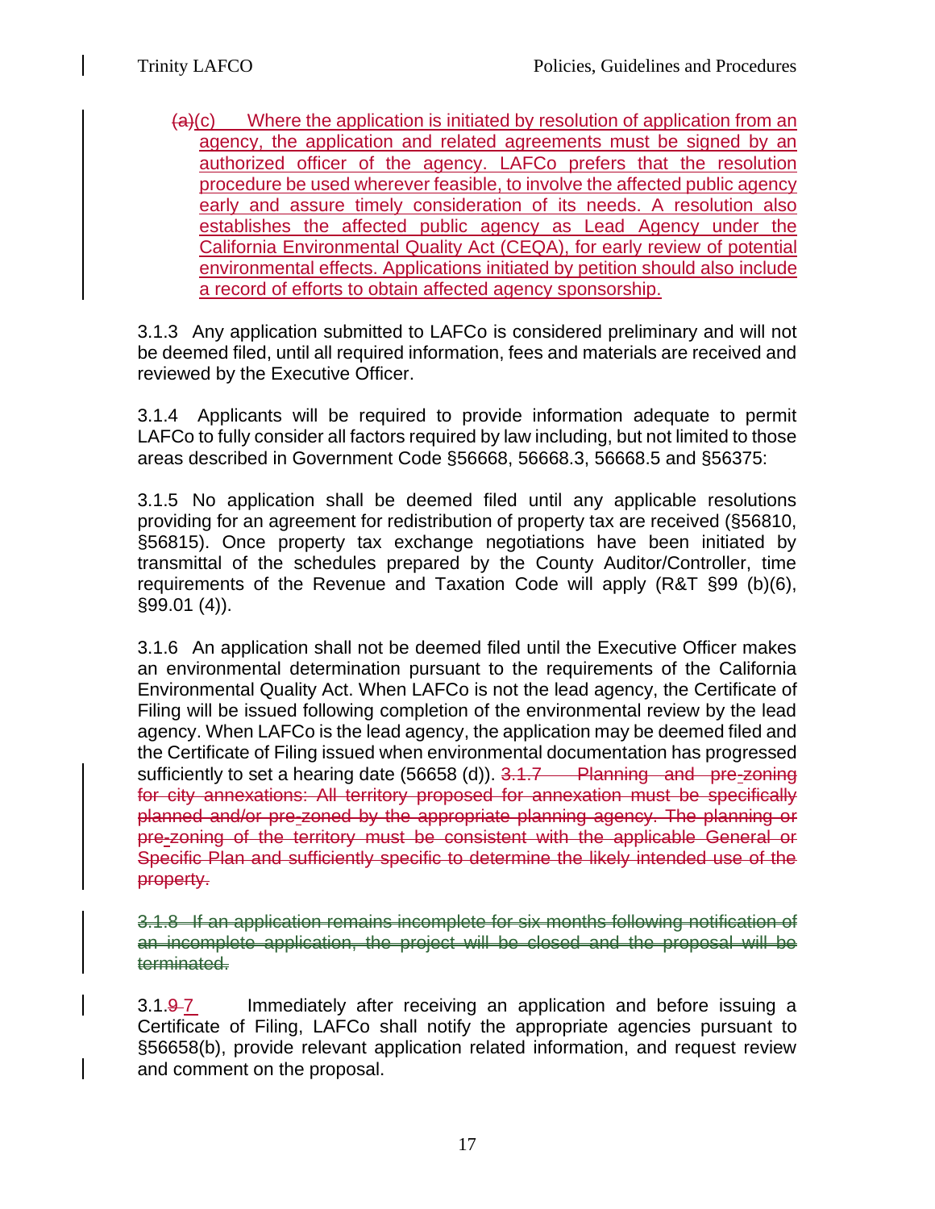~~(a)~~(c) Where the application is initiated by resolution of application from an agency, the application and related agreements must be signed by an authorized officer of the agency. LAFCo prefers that the resolution procedure be used wherever feasible, to involve the affected public agency early and assure timely consideration of its needs. A resolution also establishes the affected public agency as Lead Agency under the California Environmental Quality Act (CEQA), for early review of potential environmental effects. Applications initiated by petition should also include a record of efforts to obtain affected agency sponsorship.

3.1.3 Any application submitted to LAFCo is considered preliminary and will not be deemed filed, until all required information, fees and materials are received and reviewed by the Executive Officer.

3.1.4 Applicants will be required to provide information adequate to permit LAFCo to fully consider all factors required by law including, but not limited to those areas described in Government Code §56668, 56668.3, 56668.5 and §56375:

3.1.5 No application shall be deemed filed until any applicable resolutions providing for an agreement for redistribution of property tax are received (§56810, §56815). Once property tax exchange negotiations have been initiated by transmittal of the schedules prepared by the County Auditor/Controller, time requirements of the Revenue and Taxation Code will apply (R&T §99 (b)(6), §99.01 (4)).

3.1.6 An application shall not be deemed filed until the Executive Officer makes an environmental determination pursuant to the requirements of the California Environmental Quality Act. When LAFCo is not the lead agency, the Certificate of Filing will be issued following completion of the environmental review by the lead agency. When LAFCo is the lead agency, the application may be deemed filed and the Certificate of Filing issued when environmental documentation has progressed sufficiently to set a hearing date (56658 (d)). ~~3.1.7 Planning and pre-zoning for city annexations: All territory proposed for annexation must be specifically planned and/or pre-zoned by the appropriate planning agency. The planning or pre-zoning of the territory must be consistent with the applicable General or Specific Plan and sufficiently specific to determine the likely intended use of the property.~~

~~3.1.8 If an application remains incomplete for six months following notification of an incomplete application, the project will be closed and the proposal will be terminated.~~

3.1.~~9~~ 7 Immediately after receiving an application and before issuing a Certificate of Filing, LAFCo shall notify the appropriate agencies pursuant to §56658(b), provide relevant application related information, and request review and comment on the proposal.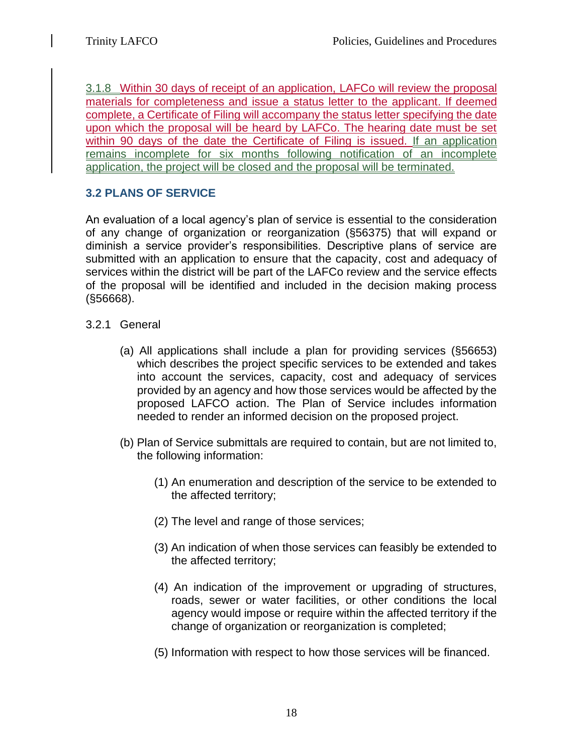3.1.8 Within 30 days of receipt of an application, LAFCo will review the proposal materials for completeness and issue a status letter to the applicant. If deemed complete, a Certificate of Filing will accompany the status letter specifying the date upon which the proposal will be heard by LAFCo. The hearing date must be set within 90 days of the date the Certificate of Filing is issued. If an application remains incomplete for six months following notification of an incomplete application, the project will be closed and the proposal will be terminated.

### 3.2 PLANS OF SERVICE

An evaluation of a local agency's plan of service is essential to the consideration of any change of organization or reorganization (§56375) that will expand or diminish a service provider's responsibilities. Descriptive plans of service are submitted with an application to ensure that the capacity, cost and adequacy of services within the district will be part of the LAFCo review and the service effects of the proposal will be identified and included in the decision making process (§56668).

3.2.1 General

(a) All applications shall include a plan for providing services (§56653) which describes the project specific services to be extended and takes into account the services, capacity, cost and adequacy of services provided by an agency and how those services would be affected by the proposed LAFCO action. The Plan of Service includes information needed to render an informed decision on the proposed project.

(b) Plan of Service submittals are required to contain, but are not limited to, the following information:

(1) An enumeration and description of the service to be extended to the affected territory;

(2) The level and range of those services;

(3) An indication of when those services can feasibly be extended to the affected territory;

(4) An indication of the improvement or upgrading of structures, roads, sewer or water facilities, or other conditions the local agency would impose or require within the affected territory if the change of organization or reorganization is completed;

(5) Information with respect to how those services will be financed.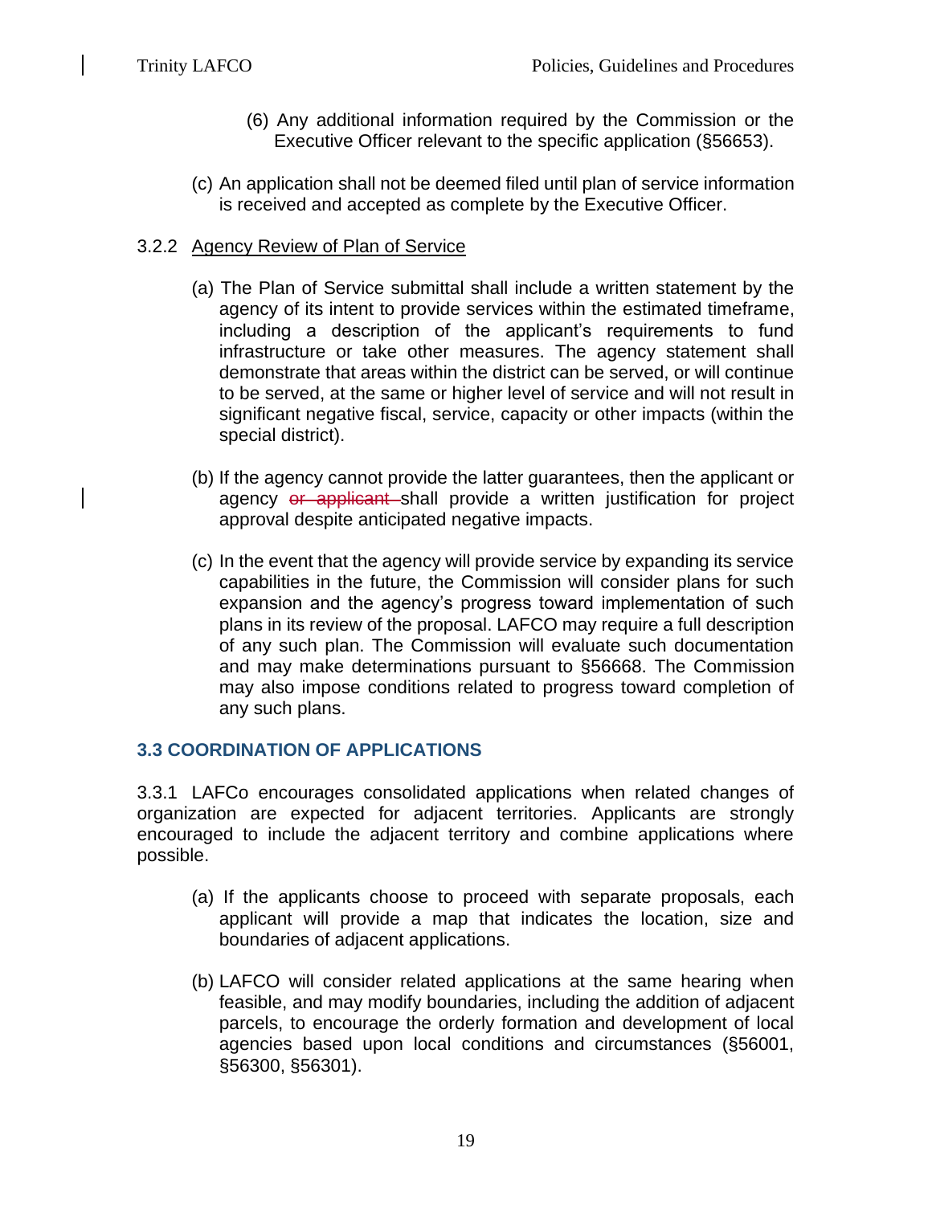(6) Any additional information required by the Commission or the Executive Officer relevant to the specific application (§56653).

(c) An application shall not be deemed filed until plan of service information is received and accepted as complete by the Executive Officer.

3.2.2 Agency Review of Plan of Service

(a) The Plan of Service submittal shall include a written statement by the agency of its intent to provide services within the estimated timeframe, including a description of the applicant's requirements to fund infrastructure or take other measures. The agency statement shall demonstrate that areas within the district can be served, or will continue to be served, at the same or higher level of service and will not result in significant negative fiscal, service, capacity or other impacts (within the special district).

(b) If the agency cannot provide the latter guarantees, then the applicant or agency ~~or applicant~~ shall provide a written justification for project approval despite anticipated negative impacts.

(c) In the event that the agency will provide service by expanding its service capabilities in the future, the Commission will consider plans for such expansion and the agency's progress toward implementation of such plans in its review of the proposal. LAFCO may require a full description of any such plan. The Commission will evaluate such documentation and may make determinations pursuant to §56668. The Commission may also impose conditions related to progress toward completion of any such plans.

## 3.3 COORDINATION OF APPLICATIONS

3.3.1 LAFCo encourages consolidated applications when related changes of organization are expected for adjacent territories. Applicants are strongly encouraged to include the adjacent territory and combine applications where possible.

(a) If the applicants choose to proceed with separate proposals, each applicant will provide a map that indicates the location, size and boundaries of adjacent applications.

(b) LAFCO will consider related applications at the same hearing when feasible, and may modify boundaries, including the addition of adjacent parcels, to encourage the orderly formation and development of local agencies based upon local conditions and circumstances (§56001, §56300, §56301).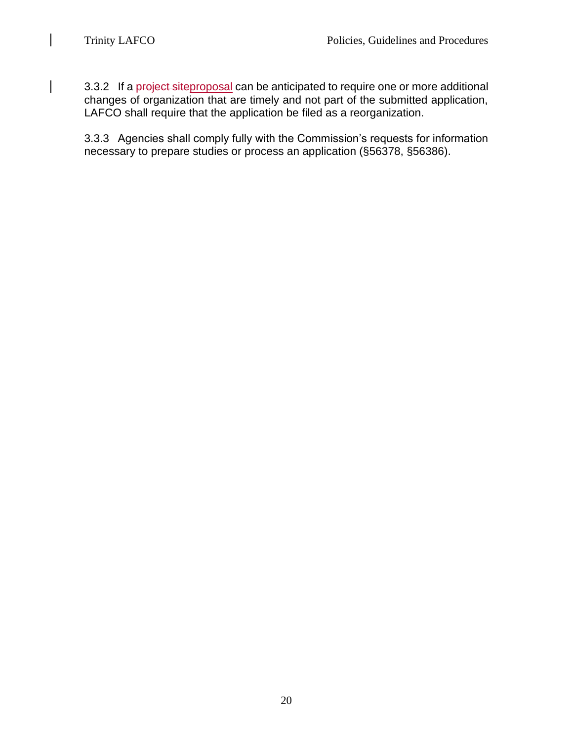3.3.2 If a ~~project site~~proposal can be anticipated to require one or more additional changes of organization that are timely and not part of the submitted application, LAFCO shall require that the application be filed as a reorganization.

3.3.3 Agencies shall comply fully with the Commission's requests for information necessary to prepare studies or process an application (§56378, §56386).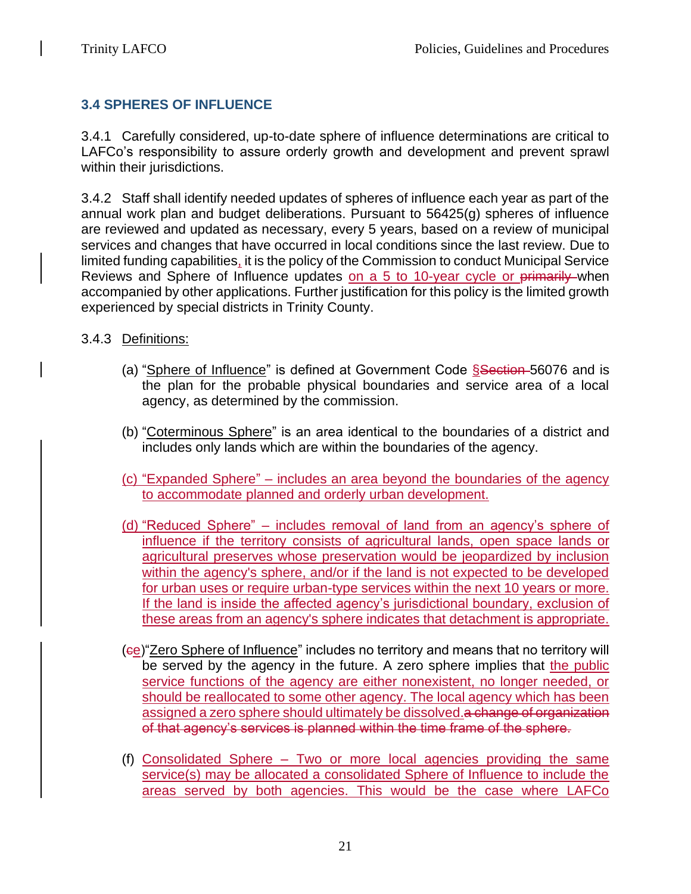## 3.4 SPHERES OF INFLUENCE

3.4.1 Carefully considered, up-to-date sphere of influence determinations are critical to LAFCo's responsibility to assure orderly growth and development and prevent sprawl within their jurisdictions.

3.4.2 Staff shall identify needed updates of spheres of influence each year as part of the annual work plan and budget deliberations. Pursuant to 56425(g) spheres of influence are reviewed and updated as necessary, every 5 years, based on a review of municipal services and changes that have occurred in local conditions since the last review. Due to limited funding capabilities, it is the policy of the Commission to conduct Municipal Service Reviews and Sphere of Influence updates on a 5 to 10-year cycle or ~~primarily~~ when accompanied by other applications. Further justification for this policy is the limited growth experienced by special districts in Trinity County.

3.4.3 Definitions:

(a) "Sphere of Influence" is defined at Government Code §~~Section~~ 56076 and is the plan for the probable physical boundaries and service area of a local agency, as determined by the commission.

(b) "Coterminous Sphere" is an area identical to the boundaries of a district and includes only lands which are within the boundaries of the agency.

(c) "Expanded Sphere" – includes an area beyond the boundaries of the agency to accommodate planned and orderly urban development.

(d) "Reduced Sphere" – includes removal of land from an agency's sphere of influence if the territory consists of agricultural lands, open space lands or agricultural preserves whose preservation would be jeopardized by inclusion within the agency's sphere, and/or if the land is not expected to be developed for urban uses or require urban-type services within the next 10 years or more. If the land is inside the affected agency's jurisdictional boundary, exclusion of these areas from an agency's sphere indicates that detachment is appropriate.

(~~c~~e)"Zero Sphere of Influence" includes no territory and means that no territory will be served by the agency in the future. A zero sphere implies that the public service functions of the agency are either nonexistent, no longer needed, or should be reallocated to some other agency. The local agency which has been assigned a zero sphere should ultimately be dissolved.~~a change of organization of that agency's services is planned within the time frame of the sphere.~~

(f) Consolidated Sphere – Two or more local agencies providing the same service(s) may be allocated a consolidated Sphere of Influence to include the areas served by both agencies. This would be the case where LAFCo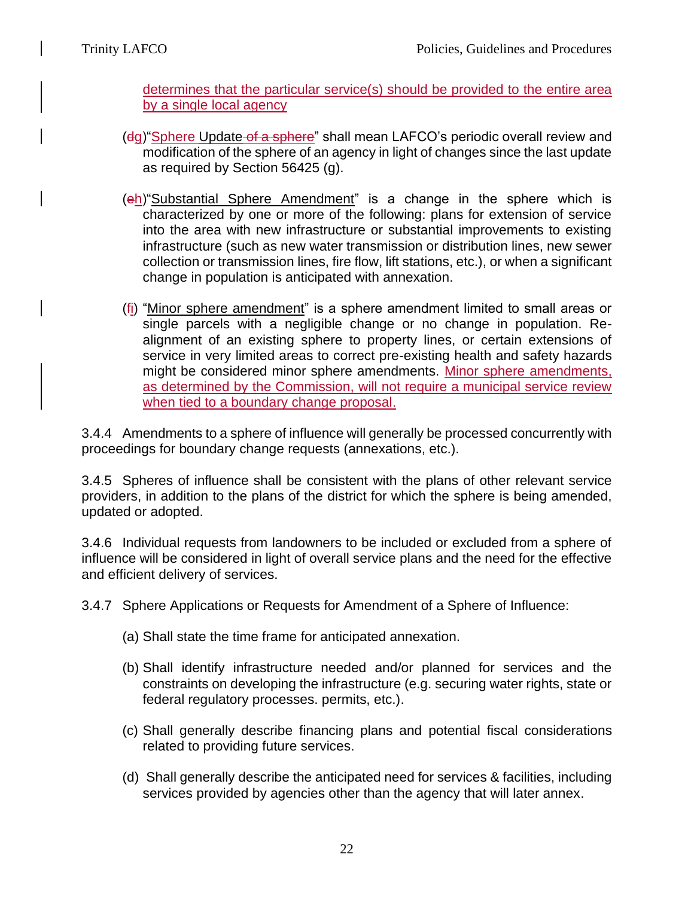determines that the particular service(s) should be provided to the entire area by a single local agency

(dg)"Sphere Update of a sphere" shall mean LAFCO's periodic overall review and modification of the sphere of an agency in light of changes since the last update as required by Section 56425 (g).

(eh)"Substantial Sphere Amendment" is a change in the sphere which is characterized by one or more of the following: plans for extension of service into the area with new infrastructure or substantial improvements to existing infrastructure (such as new water transmission or distribution lines, new sewer collection or transmission lines, fire flow, lift stations, etc.), or when a significant change in population is anticipated with annexation.

(fi) "Minor sphere amendment" is a sphere amendment limited to small areas or single parcels with a negligible change or no change in population. Re-alignment of an existing sphere to property lines, or certain extensions of service in very limited areas to correct pre-existing health and safety hazards might be considered minor sphere amendments. Minor sphere amendments, as determined by the Commission, will not require a municipal service review when tied to a boundary change proposal.

3.4.4 Amendments to a sphere of influence will generally be processed concurrently with proceedings for boundary change requests (annexations, etc.).

3.4.5 Spheres of influence shall be consistent with the plans of other relevant service providers, in addition to the plans of the district for which the sphere is being amended, updated or adopted.

3.4.6 Individual requests from landowners to be included or excluded from a sphere of influence will be considered in light of overall service plans and the need for the effective and efficient delivery of services.

3.4.7 Sphere Applications or Requests for Amendment of a Sphere of Influence:

(a) Shall state the time frame for anticipated annexation.

(b) Shall identify infrastructure needed and/or planned for services and the constraints on developing the infrastructure (e.g. securing water rights, state or federal regulatory processes. permits, etc.).

(c) Shall generally describe financing plans and potential fiscal considerations related to providing future services.

(d) Shall generally describe the anticipated need for services & facilities, including services provided by agencies other than the agency that will later annex.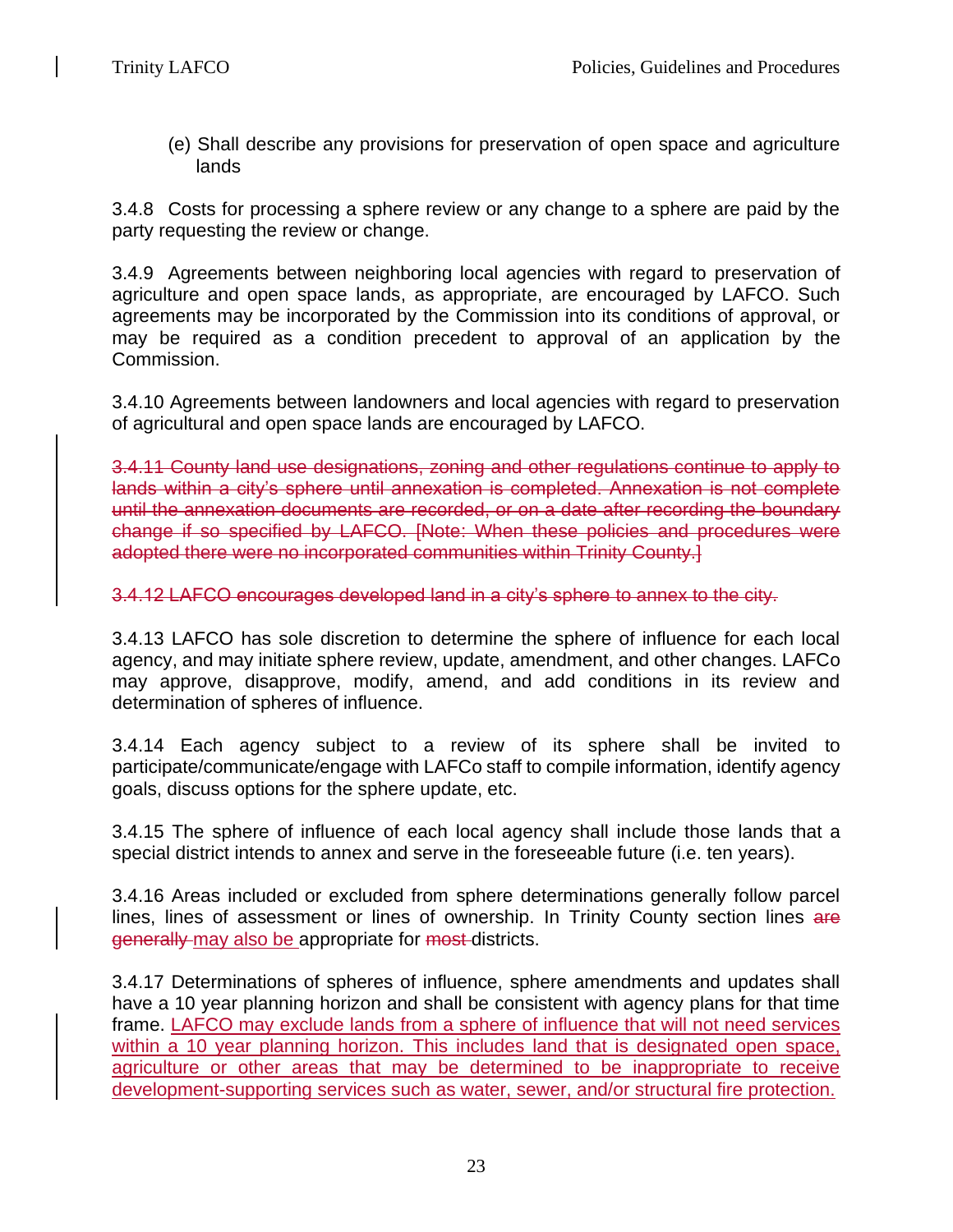(e) Shall describe any provisions for preservation of open space and agriculture lands

3.4.8 Costs for processing a sphere review or any change to a sphere are paid by the party requesting the review or change.

3.4.9 Agreements between neighboring local agencies with regard to preservation of agriculture and open space lands, as appropriate, are encouraged by LAFCO. Such agreements may be incorporated by the Commission into its conditions of approval, or may be required as a condition precedent to approval of an application by the Commission.

3.4.10 Agreements between landowners and local agencies with regard to preservation of agricultural and open space lands are encouraged by LAFCO.

~~3.4.11 County land use designations, zoning and other regulations continue to apply to lands within a city's sphere until annexation is completed. Annexation is not complete until the annexation documents are recorded, or on a date after recording the boundary change if so specified by LAFCO. [Note: When these policies and procedures were adopted there were no incorporated communities within Trinity County.]~~

~~3.4.12 LAFCO encourages developed land in a city's sphere to annex to the city.~~

3.4.13 LAFCO has sole discretion to determine the sphere of influence for each local agency, and may initiate sphere review, update, amendment, and other changes. LAFCo may approve, disapprove, modify, amend, and add conditions in its review and determination of spheres of influence.

3.4.14 Each agency subject to a review of its sphere shall be invited to participate/communicate/engage with LAFCo staff to compile information, identify agency goals, discuss options for the sphere update, etc.

3.4.15 The sphere of influence of each local agency shall include those lands that a special district intends to annex and serve in the foreseeable future (i.e. ten years).

3.4.16 Areas included or excluded from sphere determinations generally follow parcel lines, lines of assessment or lines of ownership. In Trinity County section lines ~~are generally~~ <u>may also be</u> appropriate for ~~most~~ districts.

3.4.17 Determinations of spheres of influence, sphere amendments and updates shall have a 10 year planning horizon and shall be consistent with agency plans for that time frame. <u>LAFCO may exclude lands from a sphere of influence that will not need services within a 10 year planning horizon. This includes land that is designated open space, agriculture or other areas that may be determined to be inappropriate to receive development-supporting services such as water, sewer, and/or structural fire protection.</u>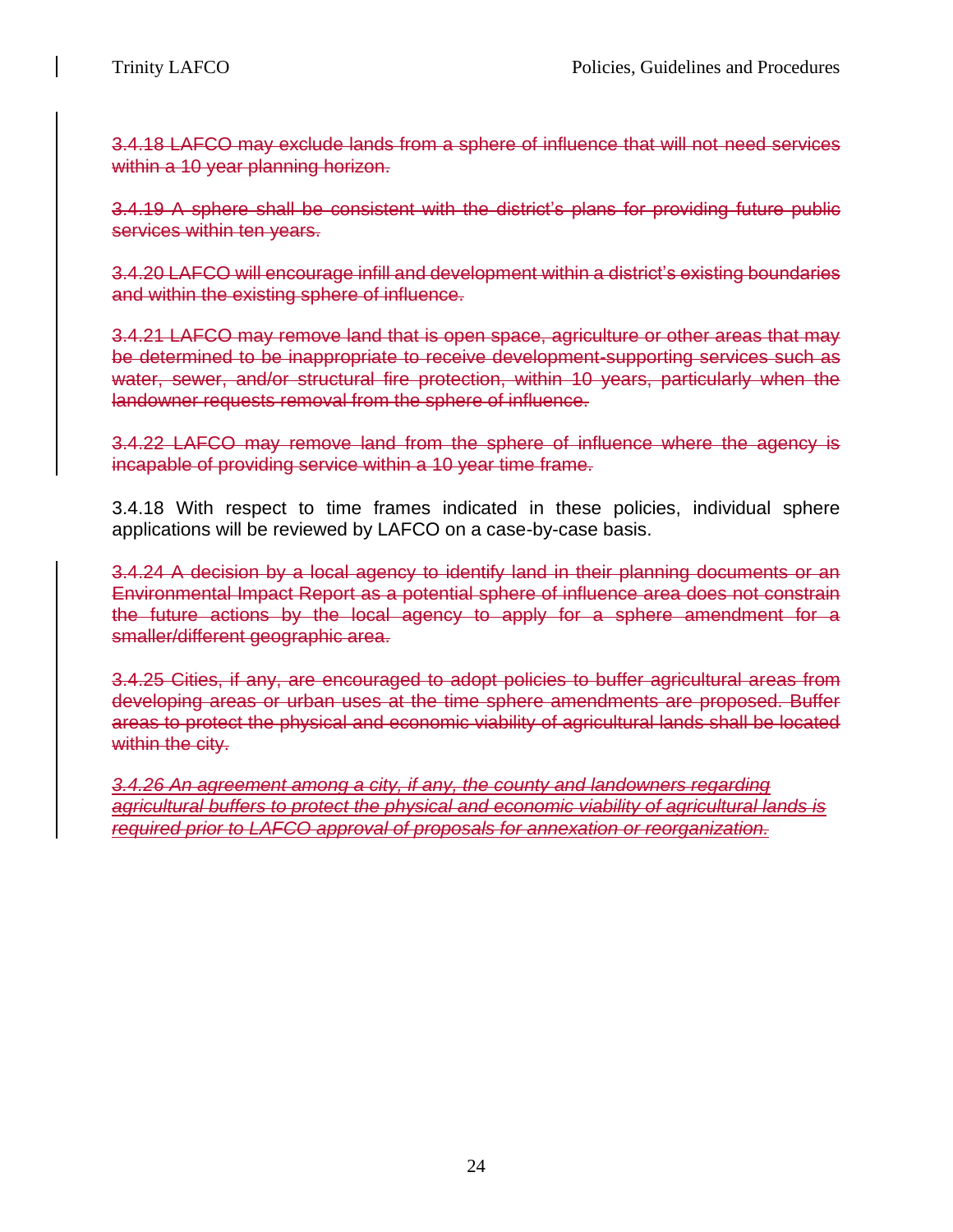~~3.4.18 LAFCO may exclude lands from a sphere of influence that will not need services within a 10 year planning horizon.~~

~~3.4.19 A sphere shall be consistent with the district's plans for providing future public services within ten years.~~

~~3.4.20 LAFCO will encourage infill and development within a district's existing boundaries and within the existing sphere of influence.~~

~~3.4.21 LAFCO may remove land that is open space, agriculture or other areas that may be determined to be inappropriate to receive development-supporting services such as water, sewer, and/or structural fire protection, within 10 years, particularly when the landowner requests removal from the sphere of influence.~~

~~3.4.22 LAFCO may remove land from the sphere of influence where the agency is incapable of providing service within a 10 year time frame.~~

3.4.18 With respect to time frames indicated in these policies, individual sphere applications will be reviewed by LAFCO on a case-by-case basis.

~~3.4.24 A decision by a local agency to identify land in their planning documents or an Environmental Impact Report as a potential sphere of influence area does not constrain the future actions by the local agency to apply for a sphere amendment for a smaller/different geographic area.~~

~~3.4.25 Cities, if any, are encouraged to adopt policies to buffer agricultural areas from developing areas or urban uses at the time sphere amendments are proposed. Buffer areas to protect the physical and economic viability of agricultural lands shall be located within the city.~~

~~*3.4.26 An agreement among a city, if any, the county and landowners regarding agricultural buffers to protect the physical and economic viability of agricultural lands is required prior to LAFCO approval of proposals for annexation or reorganization.*~~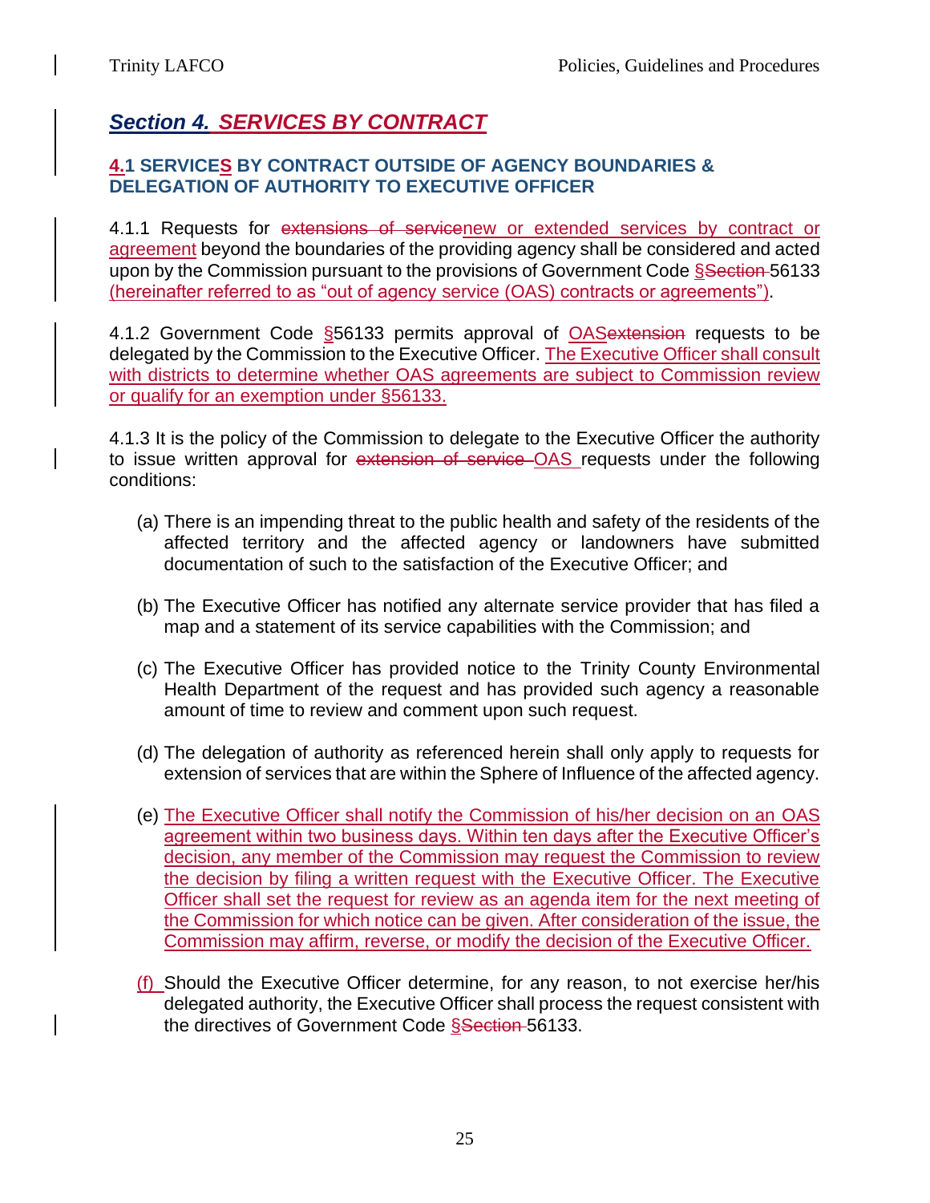## *Section 4. SERVICES BY CONTRACT*

### 4.1 SERVICES BY CONTRACT OUTSIDE OF AGENCY BOUNDARIES & DELEGATION OF AUTHORITY TO EXECUTIVE OFFICER

4.1.1 Requests for ~~extensions of service~~new or extended services by contract or agreement beyond the boundaries of the providing agency shall be considered and acted upon by the Commission pursuant to the provisions of Government Code §~~Section~~ 56133 (hereinafter referred to as "out of agency service (OAS) contracts or agreements").

4.1.2 Government Code §56133 permits approval of OAS~~extension~~ requests to be delegated by the Commission to the Executive Officer. The Executive Officer shall consult with districts to determine whether OAS agreements are subject to Commission review or qualify for an exemption under §56133.

4.1.3 It is the policy of the Commission to delegate to the Executive Officer the authority to issue written approval for ~~extension of service~~ OAS requests under the following conditions:

(a) There is an impending threat to the public health and safety of the residents of the affected territory and the affected agency or landowners have submitted documentation of such to the satisfaction of the Executive Officer; and

(b) The Executive Officer has notified any alternate service provider that has filed a map and a statement of its service capabilities with the Commission; and

(c) The Executive Officer has provided notice to the Trinity County Environmental Health Department of the request and has provided such agency a reasonable amount of time to review and comment upon such request.

(d) The delegation of authority as referenced herein shall only apply to requests for extension of services that are within the Sphere of Influence of the affected agency.

(e) The Executive Officer shall notify the Commission of his/her decision on an OAS agreement within two business days. Within ten days after the Executive Officer's decision, any member of the Commission may request the Commission to review the decision by filing a written request with the Executive Officer. The Executive Officer shall set the request for review as an agenda item for the next meeting of the Commission for which notice can be given. After consideration of the issue, the Commission may affirm, reverse, or modify the decision of the Executive Officer.

(f) Should the Executive Officer determine, for any reason, to not exercise her/his delegated authority, the Executive Officer shall process the request consistent with the directives of Government Code §~~Section~~ 56133.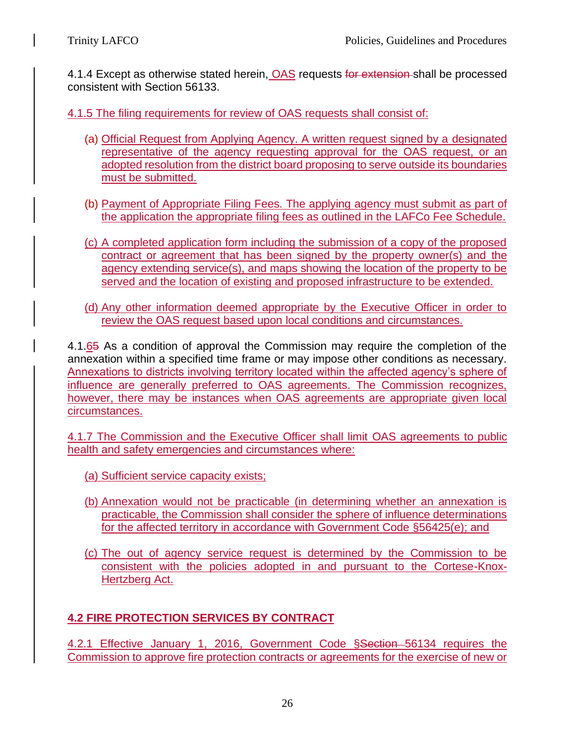4.1.4 Except as otherwise stated herein, OAS requests ~~for extension~~ shall be processed consistent with Section 56133.

4.1.5 The filing requirements for review of OAS requests shall consist of:

(a) Official Request from Applying Agency. A written request signed by a designated representative of the agency requesting approval for the OAS request, or an adopted resolution from the district board proposing to serve outside its boundaries must be submitted.

(b) Payment of Appropriate Filing Fees. The applying agency must submit as part of the application the appropriate filing fees as outlined in the LAFCo Fee Schedule.

(c) A completed application form including the submission of a copy of the proposed contract or agreement that has been signed by the property owner(s) and the agency extending service(s), and maps showing the location of the property to be served and the location of existing and proposed infrastructure to be extended.

(d) Any other information deemed appropriate by the Executive Officer in order to review the OAS request based upon local conditions and circumstances.

4.1.6~~5~~ As a condition of approval the Commission may require the completion of the annexation within a specified time frame or may impose other conditions as necessary. Annexations to districts involving territory located within the affected agency's sphere of influence are generally preferred to OAS agreements. The Commission recognizes, however, there may be instances when OAS agreements are appropriate given local circumstances.

4.1.7 The Commission and the Executive Officer shall limit OAS agreements to public health and safety emergencies and circumstances where:

(a) Sufficient service capacity exists;

(b) Annexation would not be practicable (in determining whether an annexation is practicable, the Commission shall consider the sphere of influence determinations for the affected territory in accordance with Government Code §56425(e); and

(c) The out of agency service request is determined by the Commission to be consistent with the policies adopted in and pursuant to the Cortese-Knox-Hertzberg Act.

## 4.2 FIRE PROTECTION SERVICES BY CONTRACT

4.2.1 Effective January 1, 2016, Government Code §~~Section~~ 56134 requires the Commission to approve fire protection contracts or agreements for the exercise of new or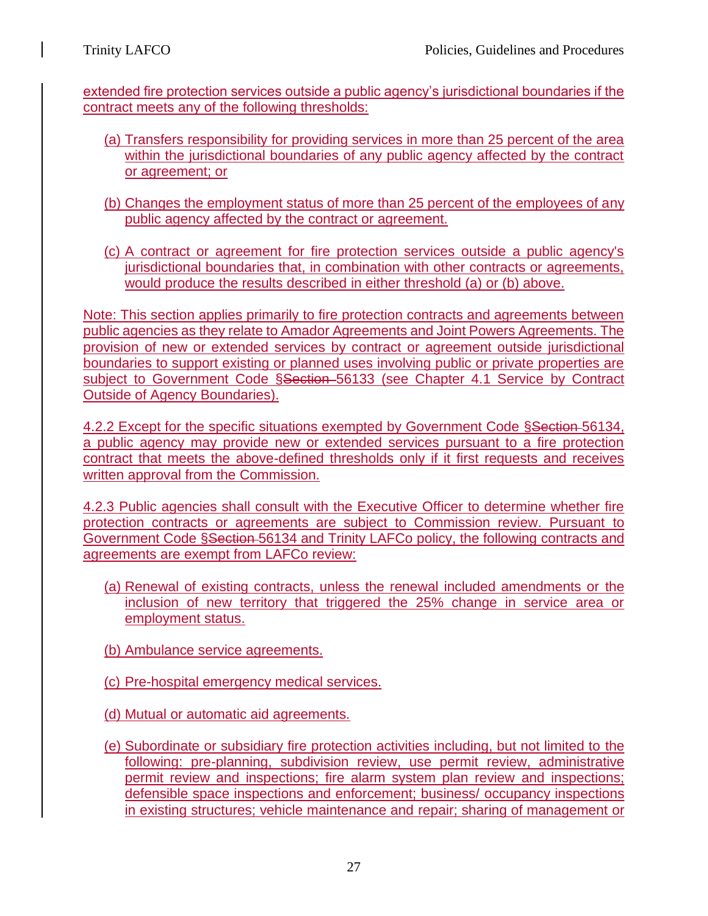extended fire protection services outside a public agency's jurisdictional boundaries if the contract meets any of the following thresholds:

(a) Transfers responsibility for providing services in more than 25 percent of the area within the jurisdictional boundaries of any public agency affected by the contract or agreement; or

(b) Changes the employment status of more than 25 percent of the employees of any public agency affected by the contract or agreement.

(c) A contract or agreement for fire protection services outside a public agency's jurisdictional boundaries that, in combination with other contracts or agreements, would produce the results described in either threshold (a) or (b) above.

Note: This section applies primarily to fire protection contracts and agreements between public agencies as they relate to Amador Agreements and Joint Powers Agreements. The provision of new or extended services by contract or agreement outside jurisdictional boundaries to support existing or planned uses involving public or private properties are subject to Government Code §~~Section~~ 56133 (see Chapter 4.1 Service by Contract Outside of Agency Boundaries).

4.2.2 Except for the specific situations exempted by Government Code §~~Section~~ 56134, a public agency may provide new or extended services pursuant to a fire protection contract that meets the above-defined thresholds only if it first requests and receives written approval from the Commission.

4.2.3 Public agencies shall consult with the Executive Officer to determine whether fire protection contracts or agreements are subject to Commission review. Pursuant to Government Code §~~Section~~ 56134 and Trinity LAFCo policy, the following contracts and agreements are exempt from LAFCo review:

(a) Renewal of existing contracts, unless the renewal included amendments or the inclusion of new territory that triggered the 25% change in service area or employment status.

(b) Ambulance service agreements.

(c) Pre-hospital emergency medical services.

(d) Mutual or automatic aid agreements.

(e) Subordinate or subsidiary fire protection activities including, but not limited to the following: pre-planning, subdivision review, use permit review, administrative permit review and inspections; fire alarm system plan review and inspections; defensible space inspections and enforcement; business/ occupancy inspections in existing structures; vehicle maintenance and repair; sharing of management or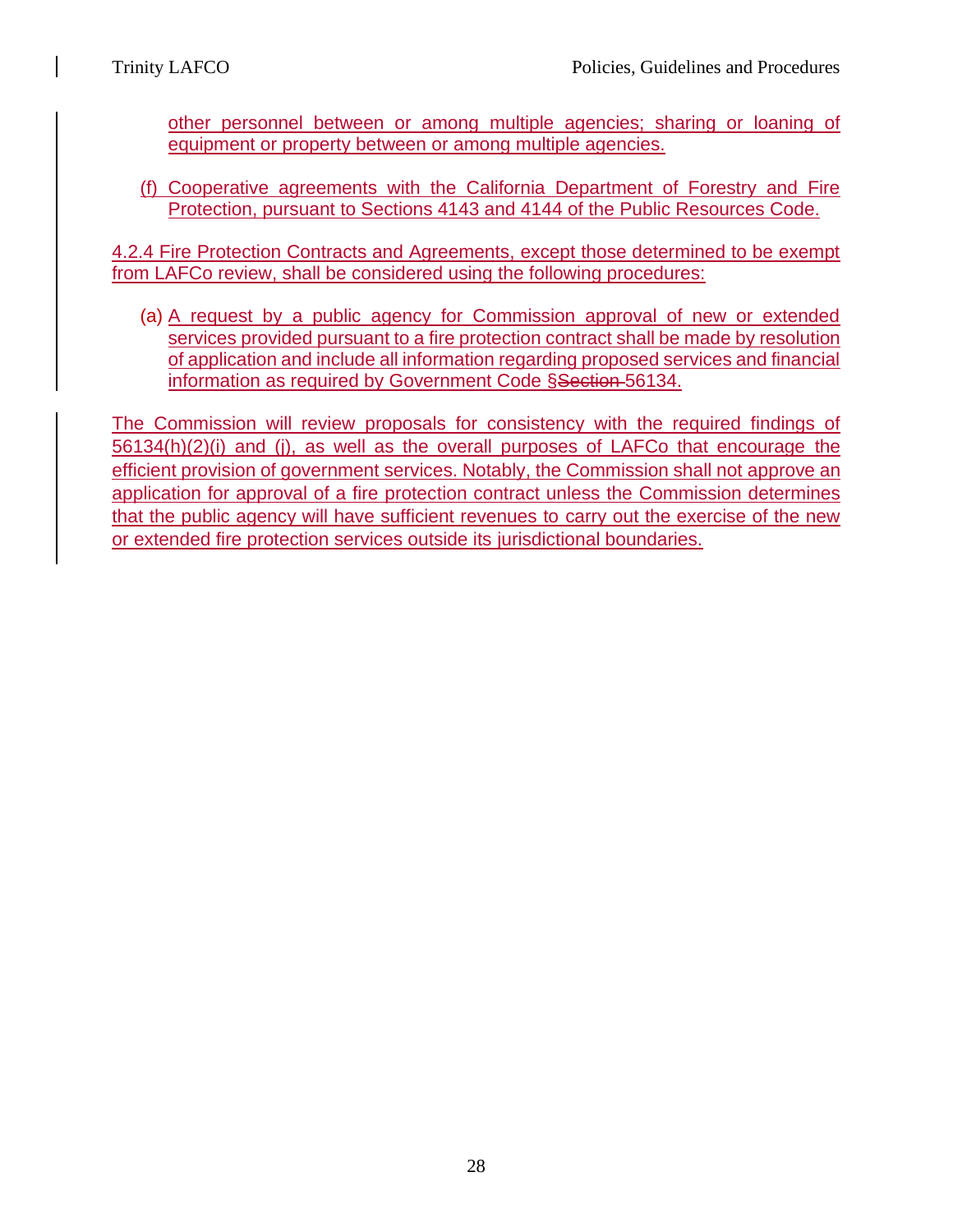other personnel between or among multiple agencies; sharing or loaning of equipment or property between or among multiple agencies.

(f) Cooperative agreements with the California Department of Forestry and Fire Protection, pursuant to Sections 4143 and 4144 of the Public Resources Code.

4.2.4 Fire Protection Contracts and Agreements, except those determined to be exempt from LAFCo review, shall be considered using the following procedures:

(a) A request by a public agency for Commission approval of new or extended services provided pursuant to a fire protection contract shall be made by resolution of application and include all information regarding proposed services and financial information as required by Government Code §~~Section~~ 56134.

The Commission will review proposals for consistency with the required findings of 56134(h)(2)(i) and (j), as well as the overall purposes of LAFCo that encourage the efficient provision of government services. Notably, the Commission shall not approve an application for approval of a fire protection contract unless the Commission determines that the public agency will have sufficient revenues to carry out the exercise of the new or extended fire protection services outside its jurisdictional boundaries.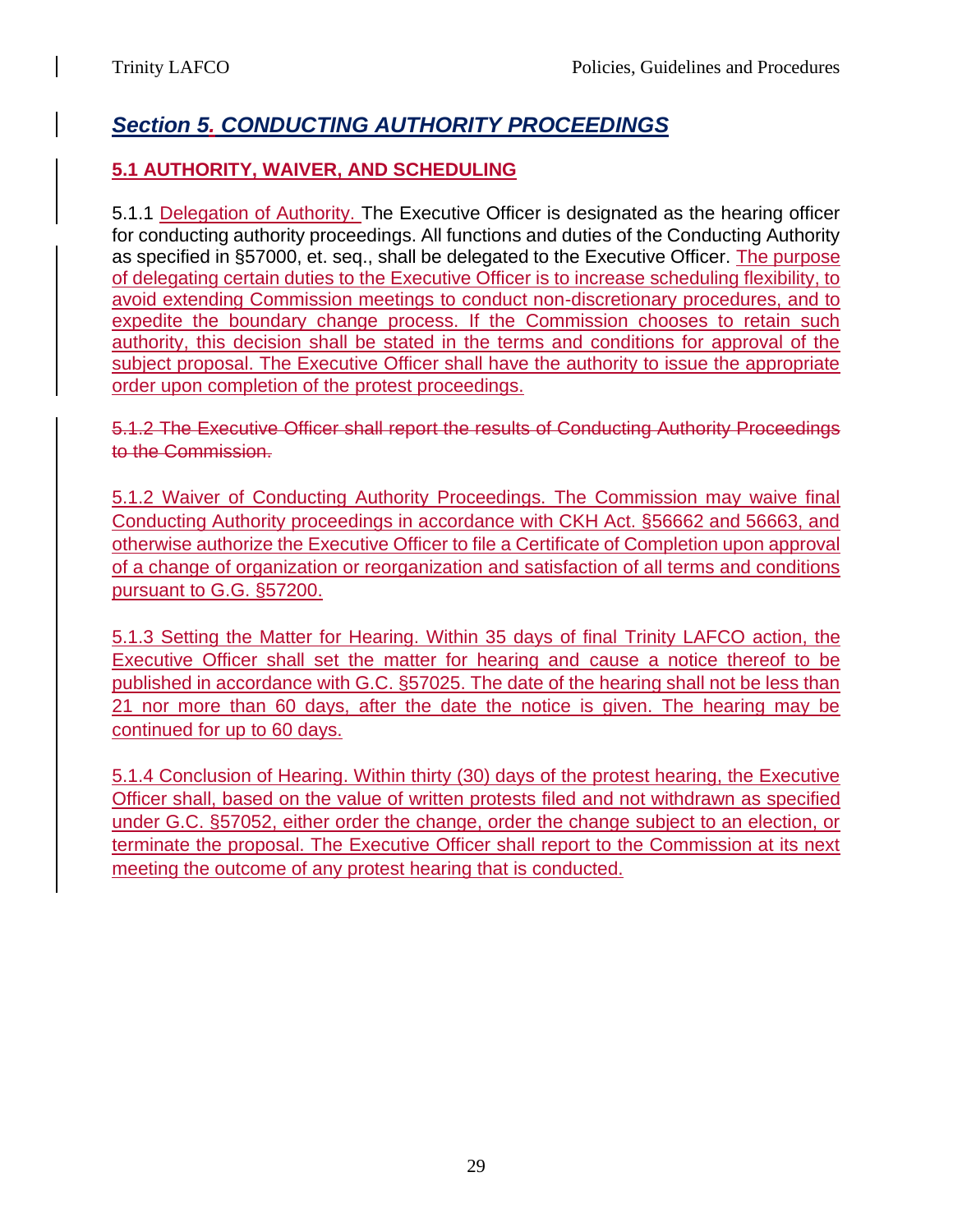## *Section 5. CONDUCTING AUTHORITY PROCEEDINGS*

### 5.1 AUTHORITY, WAIVER, AND SCHEDULING

5.1.1 Delegation of Authority. The Executive Officer is designated as the hearing officer for conducting authority proceedings. All functions and duties of the Conducting Authority as specified in §57000, et. seq., shall be delegated to the Executive Officer. The purpose of delegating certain duties to the Executive Officer is to increase scheduling flexibility, to avoid extending Commission meetings to conduct non-discretionary procedures, and to expedite the boundary change process. If the Commission chooses to retain such authority, this decision shall be stated in the terms and conditions for approval of the subject proposal. The Executive Officer shall have the authority to issue the appropriate order upon completion of the protest proceedings.

~~5.1.2 The Executive Officer shall report the results of Conducting Authority Proceedings to the Commission.~~

5.1.2 Waiver of Conducting Authority Proceedings. The Commission may waive final Conducting Authority proceedings in accordance with CKH Act. §56662 and 56663, and otherwise authorize the Executive Officer to file a Certificate of Completion upon approval of a change of organization or reorganization and satisfaction of all terms and conditions pursuant to G.G. §57200.

5.1.3 Setting the Matter for Hearing. Within 35 days of final Trinity LAFCO action, the Executive Officer shall set the matter for hearing and cause a notice thereof to be published in accordance with G.C. §57025. The date of the hearing shall not be less than 21 nor more than 60 days, after the date the notice is given. The hearing may be continued for up to 60 days.

5.1.4 Conclusion of Hearing. Within thirty (30) days of the protest hearing, the Executive Officer shall, based on the value of written protests filed and not withdrawn as specified under G.C. §57052, either order the change, order the change subject to an election, or terminate the proposal. The Executive Officer shall report to the Commission at its next meeting the outcome of any protest hearing that is conducted.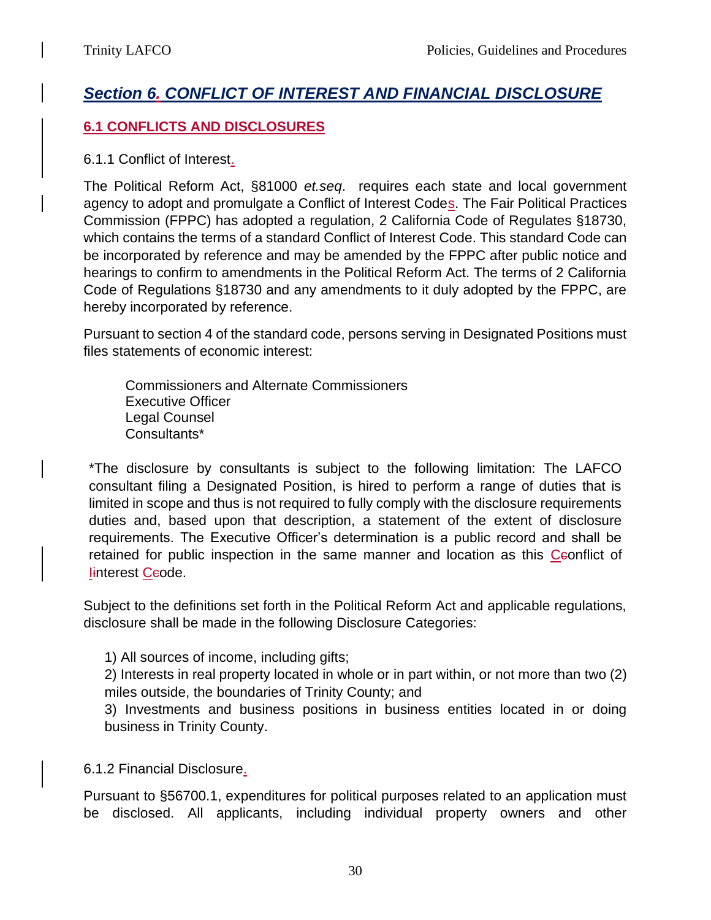## *Section 6. CONFLICT OF INTEREST AND FINANCIAL DISCLOSURE*

### 6.1 CONFLICTS AND DISCLOSURES

6.1.1 Conflict of Interest.

The Political Reform Act, §81000 *et.seq.* requires each state and local government agency to adopt and promulgate a Conflict of Interest Codes. The Fair Political Practices Commission (FPPC) has adopted a regulation, 2 California Code of Regulates §18730, which contains the terms of a standard Conflict of Interest Code. This standard Code can be incorporated by reference and may be amended by the FPPC after public notice and hearings to confirm to amendments in the Political Reform Act. The terms of 2 California Code of Regulations §18730 and any amendments to it duly adopted by the FPPC, are hereby incorporated by reference.

Pursuant to section 4 of the standard code, persons serving in Designated Positions must files statements of economic interest:

Commissioners and Alternate Commissioners
Executive Officer
Legal Counsel
Consultants*

*The disclosure by consultants is subject to the following limitation: The LAFCO consultant filing a Designated Position, is hired to perform a range of duties that is limited in scope and thus is not required to fully comply with the disclosure requirements duties and, based upon that description, a statement of the extent of disclosure requirements. The Executive Officer's determination is a public record and shall be retained for public inspection in the same manner and location as this Conflict of Interest Code.

Subject to the definitions set forth in the Political Reform Act and applicable regulations, disclosure shall be made in the following Disclosure Categories:

1) All sources of income, including gifts;
2) Interests in real property located in whole or in part within, or not more than two (2) miles outside, the boundaries of Trinity County; and
3) Investments and business positions in business entities located in or doing business in Trinity County.

6.1.2 Financial Disclosure.

Pursuant to §56700.1, expenditures for political purposes related to an application must be disclosed. All applicants, including individual property owners and other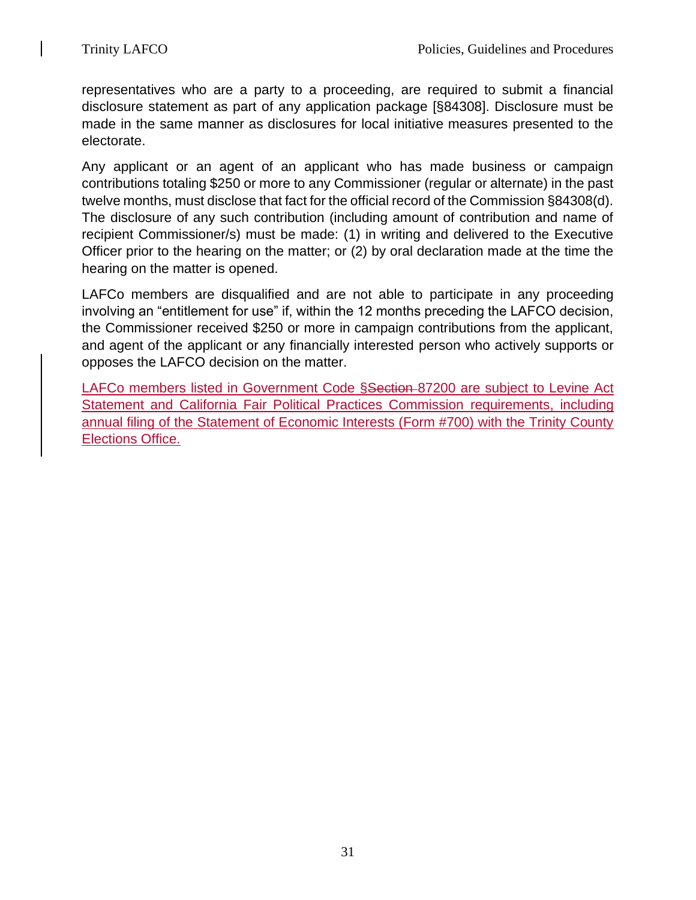representatives who are a party to a proceeding, are required to submit a financial disclosure statement as part of any application package [§84308]. Disclosure must be made in the same manner as disclosures for local initiative measures presented to the electorate.

Any applicant or an agent of an applicant who has made business or campaign contributions totaling $250 or more to any Commissioner (regular or alternate) in the past twelve months, must disclose that fact for the official record of the Commission §84308(d). The disclosure of any such contribution (including amount of contribution and name of recipient Commissioner/s) must be made: (1) in writing and delivered to the Executive Officer prior to the hearing on the matter; or (2) by oral declaration made at the time the hearing on the matter is opened.

LAFCo members are disqualified and are not able to participate in any proceeding involving an "entitlement for use" if, within the 12 months preceding the LAFCO decision, the Commissioner received $250 or more in campaign contributions from the applicant, and agent of the applicant or any financially interested person who actively supports or opposes the LAFCO decision on the matter.

LAFCo members listed in Government Code §~~Section~~ 87200 are subject to Levine Act Statement and California Fair Political Practices Commission requirements, including annual filing of the Statement of Economic Interests (Form #700) with the Trinity County Elections Office.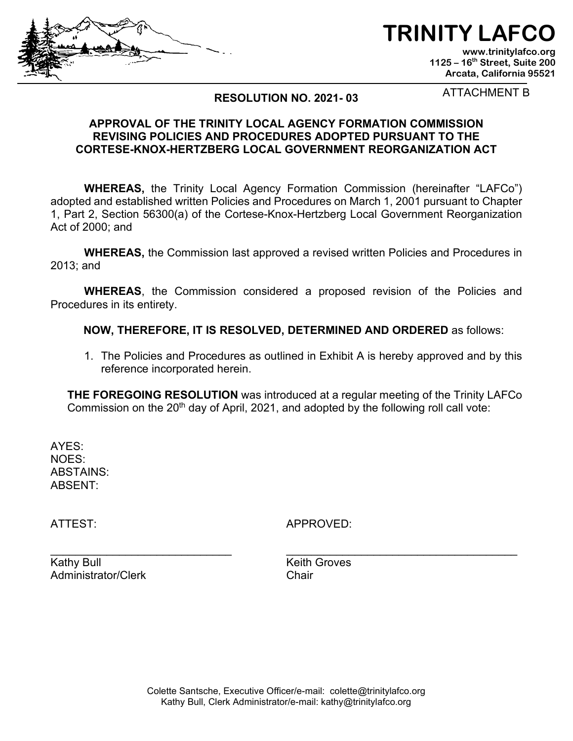# TRINITY LAFCO

**www.trinitylafco.org**
**1125 – 16th Street, Suite 200**
**Arcata, California 95521**

ATTACHMENT B

**RESOLUTION NO. 2021- 03**

**APPROVAL OF THE TRINITY LOCAL AGENCY FORMATION COMMISSION REVISING POLICIES AND PROCEDURES ADOPTED PURSUANT TO THE CORTESE-KNOX-HERTZBERG LOCAL GOVERNMENT REORGANIZATION ACT**

**WHEREAS,** the Trinity Local Agency Formation Commission (hereinafter "LAFCo") adopted and established written Policies and Procedures on March 1, 2001 pursuant to Chapter 1, Part 2, Section 56300(a) of the Cortese-Knox-Hertzberg Local Government Reorganization Act of 2000; and

**WHEREAS,** the Commission last approved a revised written Policies and Procedures in 2013; and

**WHEREAS**, the Commission considered a proposed revision of the Policies and Procedures in its entirety.

**NOW, THEREFORE, IT IS RESOLVED, DETERMINED AND ORDERED** as follows:

1. The Policies and Procedures as outlined in Exhibit A is hereby approved and by this reference incorporated herein.

**THE FOREGOING RESOLUTION** was introduced at a regular meeting of the Trinity LAFCo Commission on the 20th day of April, 2021, and adopted by the following roll call vote:

AYES:
NOES:
ABSTAINS:
ABSENT:

| | |
|---|---|
| ATTEST: | APPROVED: |
| ______________________________ | ______________________________ |
| Kathy Bull | Keith Groves |
| Administrator/Clerk | Chair |

Colette Santsche, Executive Officer/e-mail: colette@trinitylafco.org
Kathy Bull, Clerk Administrator/e-mail: kathy@trinitylafco.org